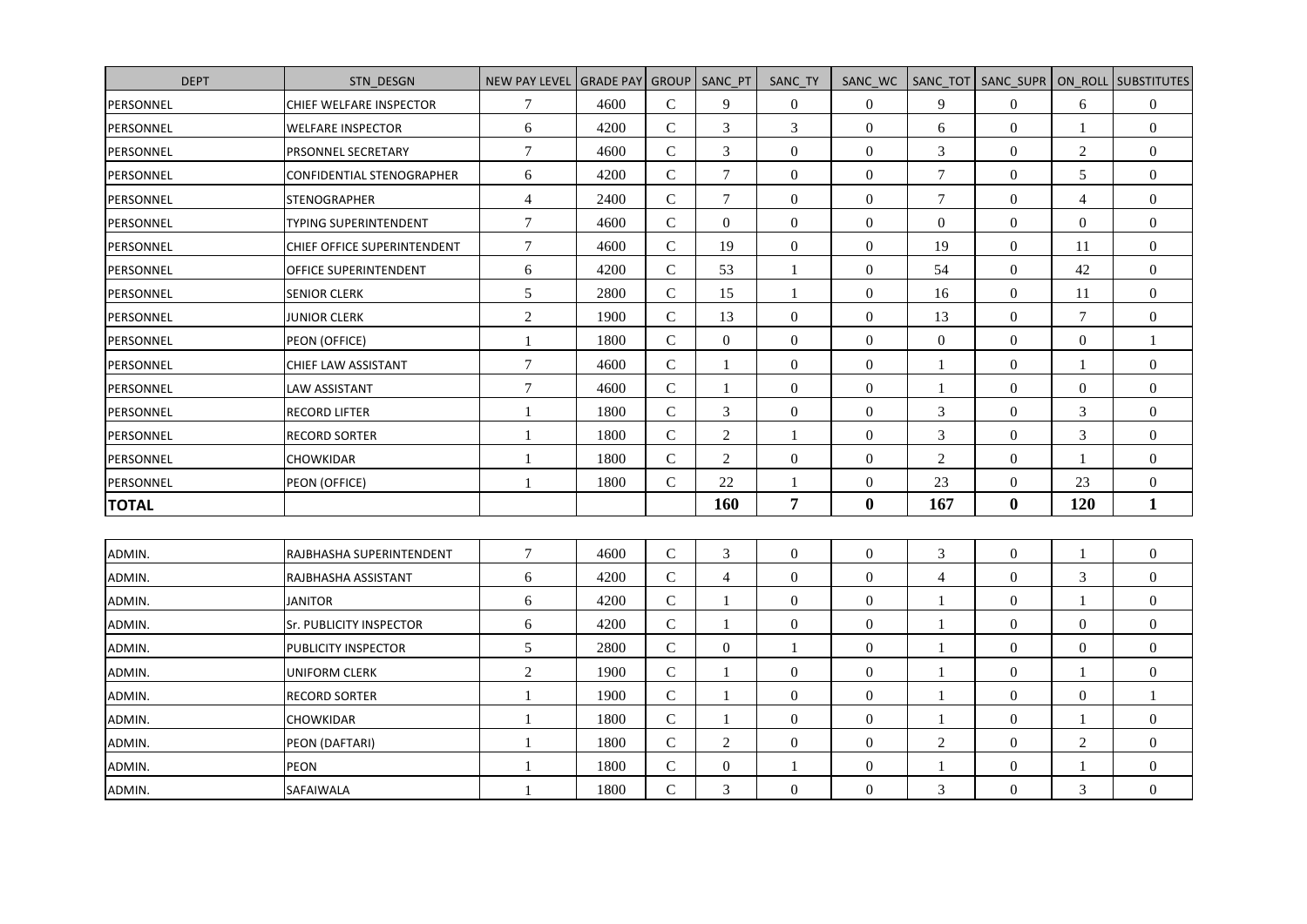| DEPT | STN_DESGN | NEW PAY LEVEL | GRADE PAY | GROUP | SANC_PT | SANC_TY | SANC_WC | SANC_TOT | SANC_SUPR | ON_ROLL | SUBSTITUTES |
|---|---|---|---|---|---|---|---|---|---|---|---|
| PERSONNEL | CHIEF WELFARE INSPECTOR | 7 | 4600 | C | 9 | 0 | 0 | 9 | 0 | 6 | 0 |
| PERSONNEL | WELFARE INSPECTOR | 6 | 4200 | C | 3 | 3 | 0 | 6 | 0 | 1 | 0 |
| PERSONNEL | PRSONNEL SECRETARY | 7 | 4600 | C | 3 | 0 | 0 | 3 | 0 | 2 | 0 |
| PERSONNEL | CONFIDENTIAL STENOGRAPHER | 6 | 4200 | C | 7 | 0 | 0 | 7 | 0 | 5 | 0 |
| PERSONNEL | STENOGRAPHER | 4 | 2400 | C | 7 | 0 | 0 | 7 | 0 | 4 | 0 |
| PERSONNEL | TYPING SUPERINTENDENT | 7 | 4600 | C | 0 | 0 | 0 | 0 | 0 | 0 | 0 |
| PERSONNEL | CHIEF OFFICE SUPERINTENDENT | 7 | 4600 | C | 19 | 0 | 0 | 19 | 0 | 11 | 0 |
| PERSONNEL | OFFICE SUPERINTENDENT | 6 | 4200 | C | 53 | 1 | 0 | 54 | 0 | 42 | 0 |
| PERSONNEL | SENIOR CLERK | 5 | 2800 | C | 15 | 1 | 0 | 16 | 0 | 11 | 0 |
| PERSONNEL | JUNIOR CLERK | 2 | 1900 | C | 13 | 0 | 0 | 13 | 0 | 7 | 0 |
| PERSONNEL | PEON (OFFICE) | 1 | 1800 | C | 0 | 0 | 0 | 0 | 0 | 0 | 1 |
| PERSONNEL | CHIEF LAW ASSISTANT | 7 | 4600 | C | 1 | 0 | 0 | 1 | 0 | 1 | 0 |
| PERSONNEL | LAW ASSISTANT | 7 | 4600 | C | 1 | 0 | 0 | 1 | 0 | 0 | 0 |
| PERSONNEL | RECORD LIFTER | 1 | 1800 | C | 3 | 0 | 0 | 3 | 0 | 3 | 0 |
| PERSONNEL | RECORD SORTER | 1 | 1800 | C | 2 | 1 | 0 | 3 | 0 | 3 | 0 |
| PERSONNEL | CHOWKIDAR | 1 | 1800 | C | 2 | 0 | 0 | 2 | 0 | 1 | 0 |
| PERSONNEL | PEON (OFFICE) | 1 | 1800 | C | 22 | 1 | 0 | 23 | 0 | 23 | 0 |
| **TOTAL** | | | | | **160** | **7** | **0** | **167** | **0** | **120** | **1** |

| DEPT | STN_DESGN | NEW PAY LEVEL | GRADE PAY | GROUP | SANC_PT | SANC_TY | SANC_WC | SANC_TOT | SANC_SUPR | ON_ROLL | SUBSTITUTES |
|---|---|---|---|---|---|---|---|---|---|---|---|
| ADMIN. | RAJBHASHA SUPERINTENDENT | 7 | 4600 | C | 3 | 0 | 0 | 3 | 0 | 1 | 0 |
| ADMIN. | RAJBHASHA ASSISTANT | 6 | 4200 | C | 4 | 0 | 0 | 4 | 0 | 3 | 0 |
| ADMIN. | JANITOR | 6 | 4200 | C | 1 | 0 | 0 | 1 | 0 | 1 | 0 |
| ADMIN. | Sr. PUBLICITY INSPECTOR | 6 | 4200 | C | 1 | 0 | 0 | 1 | 0 | 0 | 0 |
| ADMIN. | PUBLICITY INSPECTOR | 5 | 2800 | C | 0 | 1 | 0 | 1 | 0 | 0 | 0 |
| ADMIN. | UNIFORM CLERK | 2 | 1900 | C | 1 | 0 | 0 | 1 | 0 | 1 | 0 |
| ADMIN. | RECORD SORTER | 1 | 1900 | C | 1 | 0 | 0 | 1 | 0 | 0 | 1 |
| ADMIN. | CHOWKIDAR | 1 | 1800 | C | 1 | 0 | 0 | 1 | 0 | 1 | 0 |
| ADMIN. | PEON (DAFTARI) | 1 | 1800 | C | 2 | 0 | 0 | 2 | 0 | 2 | 0 |
| ADMIN. | PEON | 1 | 1800 | C | 0 | 1 | 0 | 1 | 0 | 1 | 0 |
| ADMIN. | SAFAIWALA | 1 | 1800 | C | 3 | 0 | 0 | 3 | 0 | 3 | 0 |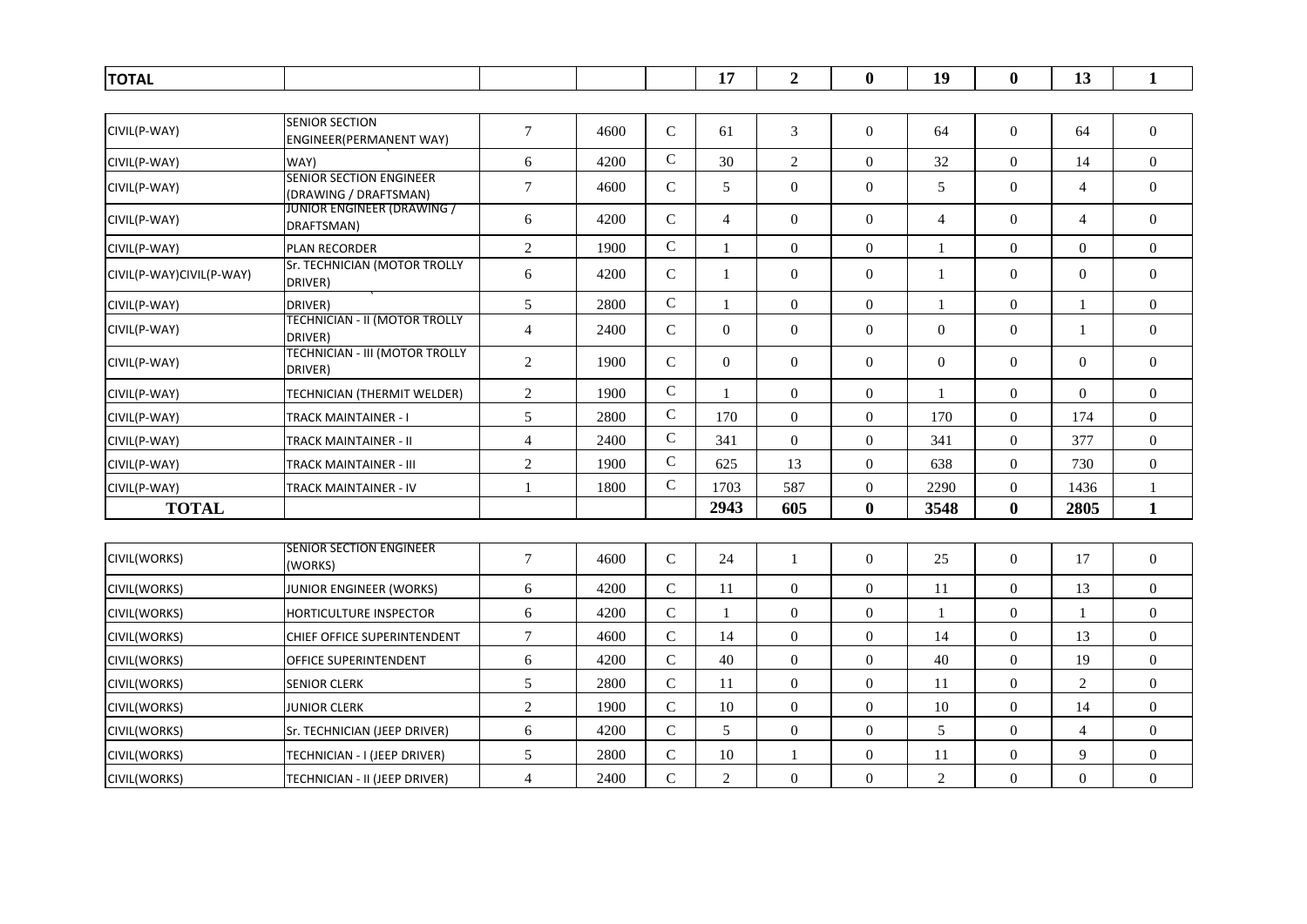| TOTAL | | | | | 17 | 2 | 0 | 19 | 0 | 13 | 1 |
|---|---|---|---|---|---|---|---|---|---|---|---|

| CIVIL(P-WAY) | SENIOR SECTION ENGINEER(PERMANENT WAY) | 7 | 4600 | C | 61 | 3 | 0 | 64 | 0 | 64 | 0 |
|---|---|---|---|---|---|---|---|---|---|---|---|
| CIVIL(P-WAY) | WAY) | 6 | 4200 | C | 30 | 2 | 0 | 32 | 0 | 14 | 0 |
| CIVIL(P-WAY) | SENIOR SECTION ENGINEER (DRAWING / DRAFTSMAN) | 7 | 4600 | C | 5 | 0 | 0 | 5 | 0 | 4 | 0 |
| CIVIL(P-WAY) | JUNIOR ENGINEER (DRAWING / DRAFTSMAN) | 6 | 4200 | C | 4 | 0 | 0 | 4 | 0 | 4 | 0 |
| CIVIL(P-WAY) | PLAN RECORDER | 2 | 1900 | C | 1 | 0 | 0 | 1 | 0 | 0 | 0 |
| CIVIL(P-WAY)CIVIL(P-WAY) | Sr. TECHNICIAN (MOTOR TROLLY DRIVER) | 6 | 4200 | C | 1 | 0 | 0 | 1 | 0 | 0 | 0 |
| CIVIL(P-WAY) | DRIVER) | 5 | 2800 | C | 1 | 0 | 0 | 1 | 0 | 1 | 0 |
| CIVIL(P-WAY) | TECHNICIAN - II (MOTOR TROLLY DRIVER) | 4 | 2400 | C | 0 | 0 | 0 | 0 | 0 | 1 | 0 |
| CIVIL(P-WAY) | TECHNICIAN - III (MOTOR TROLLY DRIVER) | 2 | 1900 | C | 0 | 0 | 0 | 0 | 0 | 0 | 0 |
| CIVIL(P-WAY) | TECHNICIAN (THERMIT WELDER) | 2 | 1900 | C | 1 | 0 | 0 | 1 | 0 | 0 | 0 |
| CIVIL(P-WAY) | TRACK MAINTAINER - I | 5 | 2800 | C | 170 | 0 | 0 | 170 | 0 | 174 | 0 |
| CIVIL(P-WAY) | TRACK MAINTAINER - II | 4 | 2400 | C | 341 | 0 | 0 | 341 | 0 | 377 | 0 |
| CIVIL(P-WAY) | TRACK MAINTAINER - III | 2 | 1900 | C | 625 | 13 | 0 | 638 | 0 | 730 | 0 |
| CIVIL(P-WAY) | TRACK MAINTAINER - IV | 1 | 1800 | C | 1703 | 587 | 0 | 2290 | 0 | 1436 | 1 |
| **TOTAL** | | | | | **2943** | **605** | **0** | **3548** | **0** | **2805** | **1** |

| CIVIL(WORKS) | SENIOR SECTION ENGINEER (WORKS) | 7 | 4600 | C | 24 | 1 | 0 | 25 | 0 | 17 | 0 |
|---|---|---|---|---|---|---|---|---|---|---|---|
| CIVIL(WORKS) | JUNIOR ENGINEER (WORKS) | 6 | 4200 | C | 11 | 0 | 0 | 11 | 0 | 13 | 0 |
| CIVIL(WORKS) | HORTICULTURE INSPECTOR | 6 | 4200 | C | 1 | 0 | 0 | 1 | 0 | 1 | 0 |
| CIVIL(WORKS) | CHIEF OFFICE SUPERINTENDENT | 7 | 4600 | C | 14 | 0 | 0 | 14 | 0 | 13 | 0 |
| CIVIL(WORKS) | OFFICE SUPERINTENDENT | 6 | 4200 | C | 40 | 0 | 0 | 40 | 0 | 19 | 0 |
| CIVIL(WORKS) | SENIOR CLERK | 5 | 2800 | C | 11 | 0 | 0 | 11 | 0 | 2 | 0 |
| CIVIL(WORKS) | JUNIOR CLERK | 2 | 1900 | C | 10 | 0 | 0 | 10 | 0 | 14 | 0 |
| CIVIL(WORKS) | Sr. TECHNICIAN (JEEP DRIVER) | 6 | 4200 | C | 5 | 0 | 0 | 5 | 0 | 4 | 0 |
| CIVIL(WORKS) | TECHNICIAN - I (JEEP DRIVER) | 5 | 2800 | C | 10 | 1 | 0 | 11 | 0 | 9 | 0 |
| CIVIL(WORKS) | TECHNICIAN - II (JEEP DRIVER) | 4 | 2400 | C | 2 | 0 | 0 | 2 | 0 | 0 | 0 |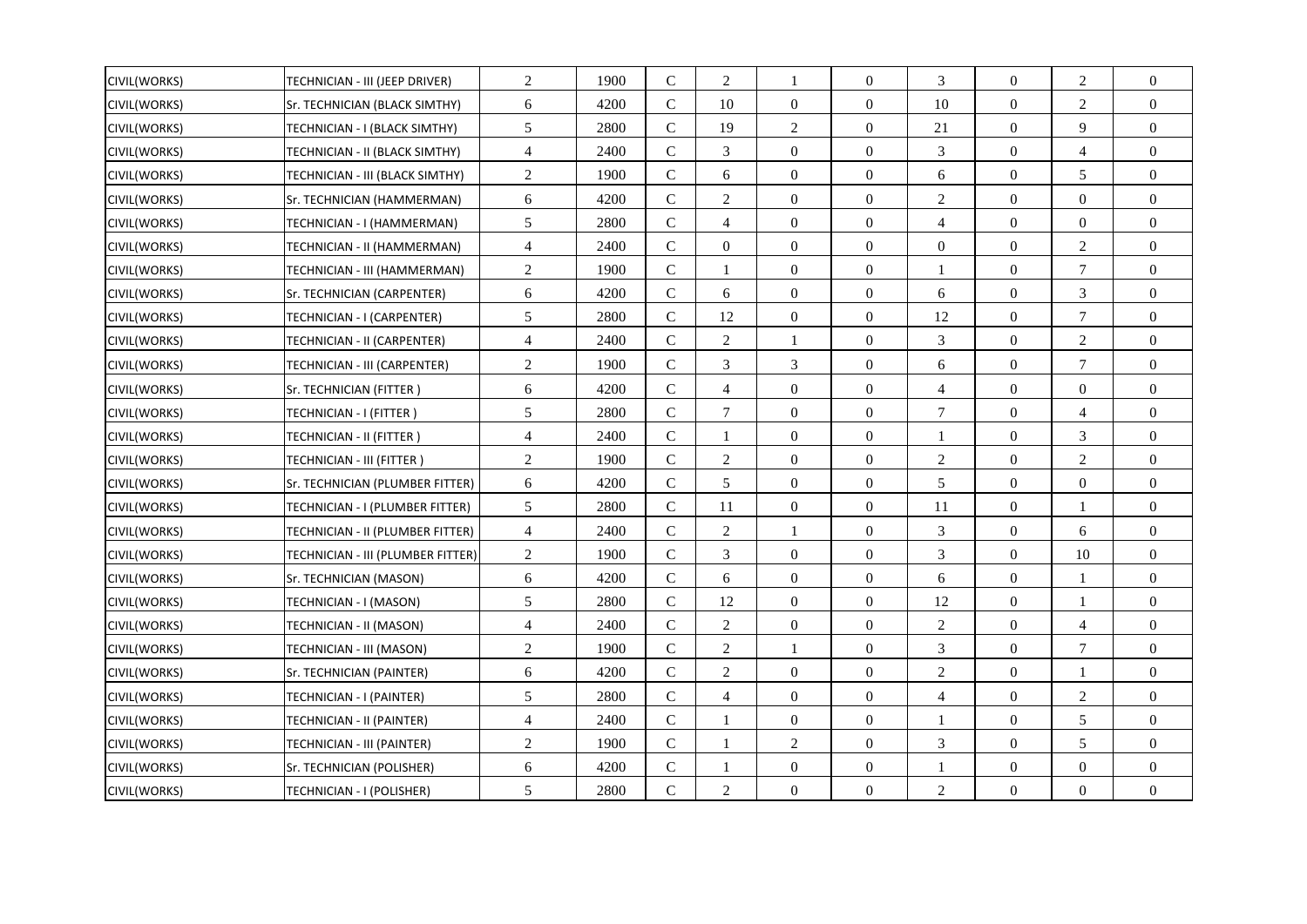| | | | | | | | | | | | |
|---|---|---|---|---|---|---|---|---|---|---|---|
| CIVIL(WORKS) | TECHNICIAN - III (JEEP DRIVER) | 2 | 1900 | C | 2 | 1 | 0 | 3 | 0 | 2 | 0 |
| CIVIL(WORKS) | Sr. TECHNICIAN (BLACK SIMTHY) | 6 | 4200 | C | 10 | 0 | 0 | 10 | 0 | 2 | 0 |
| CIVIL(WORKS) | TECHNICIAN - I (BLACK SIMTHY) | 5 | 2800 | C | 19 | 2 | 0 | 21 | 0 | 9 | 0 |
| CIVIL(WORKS) | TECHNICIAN - II (BLACK SIMTHY) | 4 | 2400 | C | 3 | 0 | 0 | 3 | 0 | 4 | 0 |
| CIVIL(WORKS) | TECHNICIAN - III (BLACK SIMTHY) | 2 | 1900 | C | 6 | 0 | 0 | 6 | 0 | 5 | 0 |
| CIVIL(WORKS) | Sr. TECHNICIAN (HAMMERMAN) | 6 | 4200 | C | 2 | 0 | 0 | 2 | 0 | 0 | 0 |
| CIVIL(WORKS) | TECHNICIAN - I (HAMMERMAN) | 5 | 2800 | C | 4 | 0 | 0 | 4 | 0 | 0 | 0 |
| CIVIL(WORKS) | TECHNICIAN - II (HAMMERMAN) | 4 | 2400 | C | 0 | 0 | 0 | 0 | 0 | 2 | 0 |
| CIVIL(WORKS) | TECHNICIAN - III (HAMMERMAN) | 2 | 1900 | C | 1 | 0 | 0 | 1 | 0 | 7 | 0 |
| CIVIL(WORKS) | Sr. TECHNICIAN (CARPENTER) | 6 | 4200 | C | 6 | 0 | 0 | 6 | 0 | 3 | 0 |
| CIVIL(WORKS) | TECHNICIAN - I (CARPENTER) | 5 | 2800 | C | 12 | 0 | 0 | 12 | 0 | 7 | 0 |
| CIVIL(WORKS) | TECHNICIAN - II (CARPENTER) | 4 | 2400 | C | 2 | 1 | 0 | 3 | 0 | 2 | 0 |
| CIVIL(WORKS) | TECHNICIAN - III (CARPENTER) | 2 | 1900 | C | 3 | 3 | 0 | 6 | 0 | 7 | 0 |
| CIVIL(WORKS) | Sr. TECHNICIAN (FITTER ) | 6 | 4200 | C | 4 | 0 | 0 | 4 | 0 | 0 | 0 |
| CIVIL(WORKS) | TECHNICIAN - I (FITTER ) | 5 | 2800 | C | 7 | 0 | 0 | 7 | 0 | 4 | 0 |
| CIVIL(WORKS) | TECHNICIAN - II (FITTER ) | 4 | 2400 | C | 1 | 0 | 0 | 1 | 0 | 3 | 0 |
| CIVIL(WORKS) | TECHNICIAN - III (FITTER ) | 2 | 1900 | C | 2 | 0 | 0 | 2 | 0 | 2 | 0 |
| CIVIL(WORKS) | Sr. TECHNICIAN (PLUMBER FITTER) | 6 | 4200 | C | 5 | 0 | 0 | 5 | 0 | 0 | 0 |
| CIVIL(WORKS) | TECHNICIAN - I (PLUMBER FITTER) | 5 | 2800 | C | 11 | 0 | 0 | 11 | 0 | 1 | 0 |
| CIVIL(WORKS) | TECHNICIAN - II (PLUMBER FITTER) | 4 | 2400 | C | 2 | 1 | 0 | 3 | 0 | 6 | 0 |
| CIVIL(WORKS) | TECHNICIAN - III (PLUMBER FITTER) | 2 | 1900 | C | 3 | 0 | 0 | 3 | 0 | 10 | 0 |
| CIVIL(WORKS) | Sr. TECHNICIAN (MASON) | 6 | 4200 | C | 6 | 0 | 0 | 6 | 0 | 1 | 0 |
| CIVIL(WORKS) | TECHNICIAN - I (MASON) | 5 | 2800 | C | 12 | 0 | 0 | 12 | 0 | 1 | 0 |
| CIVIL(WORKS) | TECHNICIAN - II (MASON) | 4 | 2400 | C | 2 | 0 | 0 | 2 | 0 | 4 | 0 |
| CIVIL(WORKS) | TECHNICIAN - III (MASON) | 2 | 1900 | C | 2 | 1 | 0 | 3 | 0 | 7 | 0 |
| CIVIL(WORKS) | Sr. TECHNICIAN (PAINTER) | 6 | 4200 | C | 2 | 0 | 0 | 2 | 0 | 1 | 0 |
| CIVIL(WORKS) | TECHNICIAN - I (PAINTER) | 5 | 2800 | C | 4 | 0 | 0 | 4 | 0 | 2 | 0 |
| CIVIL(WORKS) | TECHNICIAN - II (PAINTER) | 4 | 2400 | C | 1 | 0 | 0 | 1 | 0 | 5 | 0 |
| CIVIL(WORKS) | TECHNICIAN - III (PAINTER) | 2 | 1900 | C | 1 | 2 | 0 | 3 | 0 | 5 | 0 |
| CIVIL(WORKS) | Sr. TECHNICIAN (POLISHER) | 6 | 4200 | C | 1 | 0 | 0 | 1 | 0 | 0 | 0 |
| CIVIL(WORKS) | TECHNICIAN - I (POLISHER) | 5 | 2800 | C | 2 | 0 | 0 | 2 | 0 | 0 | 0 |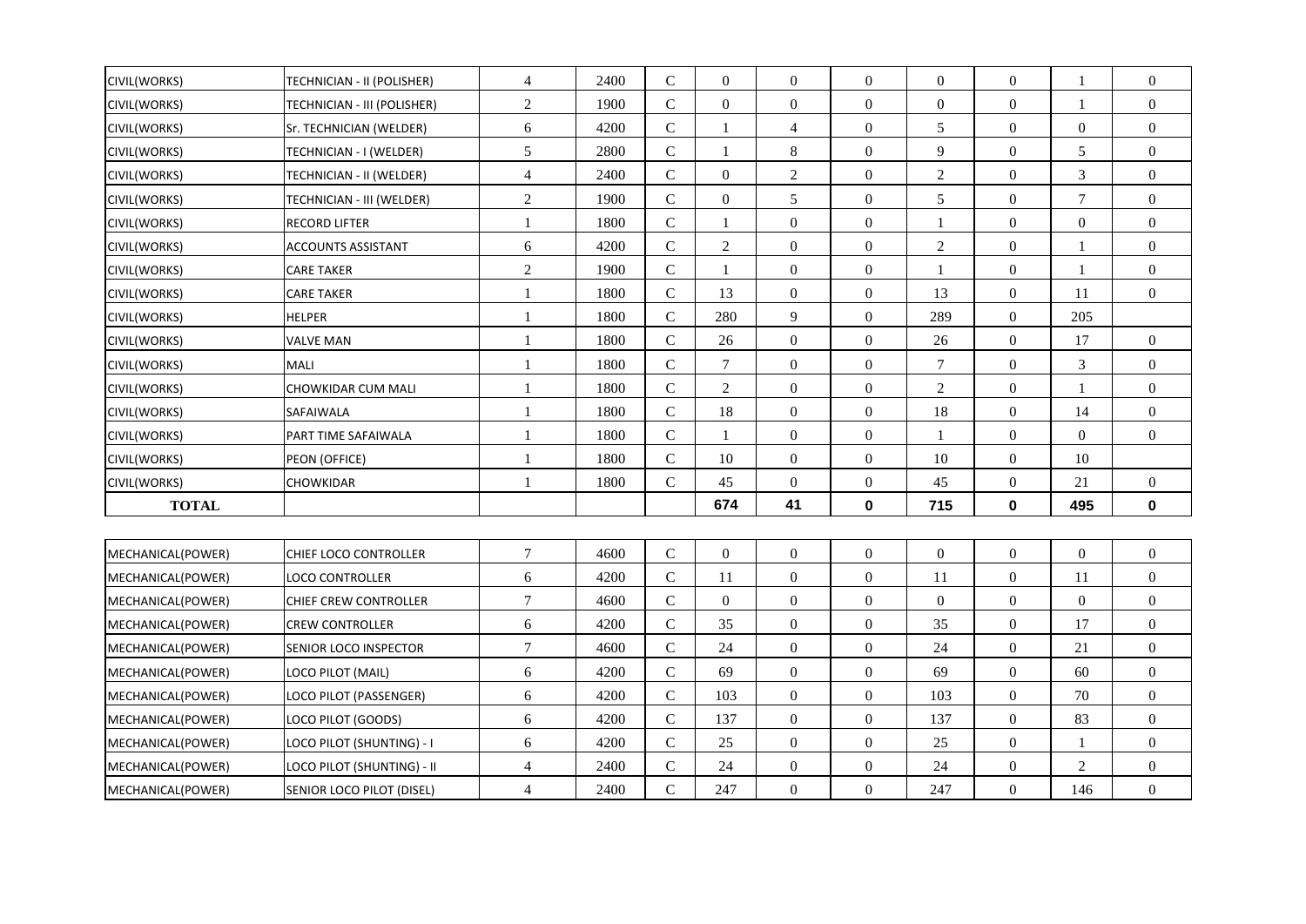| | | | | | | | | | | | |
|---|---|---|---|---|---|---|---|---|---|---|---|
| CIVIL(WORKS) | TECHNICIAN - II (POLISHER) | 4 | 2400 | C | 0 | 0 | 0 | 0 | 0 | 1 | 0 |
| CIVIL(WORKS) | TECHNICIAN - III (POLISHER) | 2 | 1900 | C | 0 | 0 | 0 | 0 | 0 | 1 | 0 |
| CIVIL(WORKS) | Sr. TECHNICIAN (WELDER) | 6 | 4200 | C | 1 | 4 | 0 | 5 | 0 | 0 | 0 |
| CIVIL(WORKS) | TECHNICIAN - I (WELDER) | 5 | 2800 | C | 1 | 8 | 0 | 9 | 0 | 5 | 0 |
| CIVIL(WORKS) | TECHNICIAN - II (WELDER) | 4 | 2400 | C | 0 | 2 | 0 | 2 | 0 | 3 | 0 |
| CIVIL(WORKS) | TECHNICIAN - III (WELDER) | 2 | 1900 | C | 0 | 5 | 0 | 5 | 0 | 7 | 0 |
| CIVIL(WORKS) | RECORD LIFTER | 1 | 1800 | C | 1 | 0 | 0 | 1 | 0 | 0 | 0 |
| CIVIL(WORKS) | ACCOUNTS ASSISTANT | 6 | 4200 | C | 2 | 0 | 0 | 2 | 0 | 1 | 0 |
| CIVIL(WORKS) | CARE TAKER | 2 | 1900 | C | 1 | 0 | 0 | 1 | 0 | 1 | 0 |
| CIVIL(WORKS) | CARE TAKER | 1 | 1800 | C | 13 | 0 | 0 | 13 | 0 | 11 | 0 |
| CIVIL(WORKS) | HELPER | 1 | 1800 | C | 280 | 9 | 0 | 289 | 0 | 205 | |
| CIVIL(WORKS) | VALVE MAN | 1 | 1800 | C | 26 | 0 | 0 | 26 | 0 | 17 | 0 |
| CIVIL(WORKS) | MALI | 1 | 1800 | C | 7 | 0 | 0 | 7 | 0 | 3 | 0 |
| CIVIL(WORKS) | CHOWKIDAR CUM MALI | 1 | 1800 | C | 2 | 0 | 0 | 2 | 0 | 1 | 0 |
| CIVIL(WORKS) | SAFAIWALA | 1 | 1800 | C | 18 | 0 | 0 | 18 | 0 | 14 | 0 |
| CIVIL(WORKS) | PART TIME SAFAIWALA | 1 | 1800 | C | 1 | 0 | 0 | 1 | 0 | 0 | 0 |
| CIVIL(WORKS) | PEON (OFFICE) | 1 | 1800 | C | 10 | 0 | 0 | 10 | 0 | 10 | |
| CIVIL(WORKS) | CHOWKIDAR | 1 | 1800 | C | 45 | 0 | 0 | 45 | 0 | 21 | 0 |
| **TOTAL** | | | | | **674** | **41** | **0** | **715** | **0** | **495** | **0** |

| | | | | | | | | | | | |
|---|---|---|---|---|---|---|---|---|---|---|---|
| MECHANICAL(POWER) | CHIEF LOCO CONTROLLER | 7 | 4600 | C | 0 | 0 | 0 | 0 | 0 | 0 | 0 |
| MECHANICAL(POWER) | LOCO CONTROLLER | 6 | 4200 | C | 11 | 0 | 0 | 11 | 0 | 11 | 0 |
| MECHANICAL(POWER) | CHIEF CREW CONTROLLER | 7 | 4600 | C | 0 | 0 | 0 | 0 | 0 | 0 | 0 |
| MECHANICAL(POWER) | CREW CONTROLLER | 6 | 4200 | C | 35 | 0 | 0 | 35 | 0 | 17 | 0 |
| MECHANICAL(POWER) | SENIOR LOCO INSPECTOR | 7 | 4600 | C | 24 | 0 | 0 | 24 | 0 | 21 | 0 |
| MECHANICAL(POWER) | LOCO PILOT (MAIL) | 6 | 4200 | C | 69 | 0 | 0 | 69 | 0 | 60 | 0 |
| MECHANICAL(POWER) | LOCO PILOT (PASSENGER) | 6 | 4200 | C | 103 | 0 | 0 | 103 | 0 | 70 | 0 |
| MECHANICAL(POWER) | LOCO PILOT (GOODS) | 6 | 4200 | C | 137 | 0 | 0 | 137 | 0 | 83 | 0 |
| MECHANICAL(POWER) | LOCO PILOT (SHUNTING) - I | 6 | 4200 | C | 25 | 0 | 0 | 25 | 0 | 1 | 0 |
| MECHANICAL(POWER) | LOCO PILOT (SHUNTING) - II | 4 | 2400 | C | 24 | 0 | 0 | 24 | 0 | 2 | 0 |
| MECHANICAL(POWER) | SENIOR LOCO PILOT (DISEL) | 4 | 2400 | C | 247 | 0 | 0 | 247 | 0 | 146 | 0 |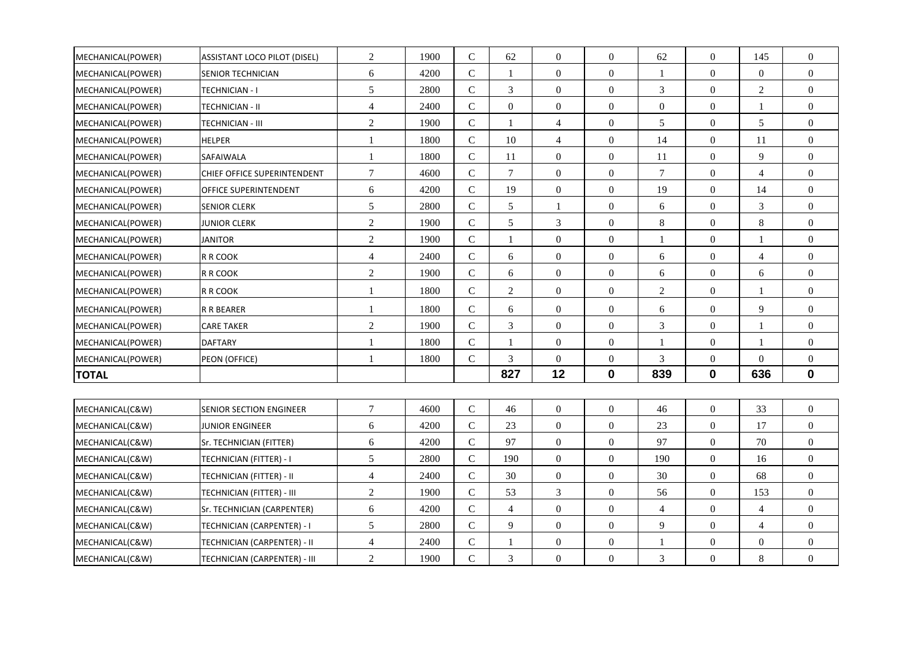| | | | | | | | | | | | |
|---|---|---|---|---|---|---|---|---|---|---|---|
| MECHANICAL(POWER) | ASSISTANT LOCO PILOT (DISEL) | 2 | 1900 | C | 62 | 0 | 0 | 62 | 0 | 145 | 0 |
| MECHANICAL(POWER) | SENIOR TECHNICIAN | 6 | 4200 | C | 1 | 0 | 0 | 1 | 0 | 0 | 0 |
| MECHANICAL(POWER) | TECHNICIAN - I | 5 | 2800 | C | 3 | 0 | 0 | 3 | 0 | 2 | 0 |
| MECHANICAL(POWER) | TECHNICIAN - II | 4 | 2400 | C | 0 | 0 | 0 | 0 | 0 | 1 | 0 |
| MECHANICAL(POWER) | TECHNICIAN - III | 2 | 1900 | C | 1 | 4 | 0 | 5 | 0 | 5 | 0 |
| MECHANICAL(POWER) | HELPER | 1 | 1800 | C | 10 | 4 | 0 | 14 | 0 | 11 | 0 |
| MECHANICAL(POWER) | SAFAIWALA | 1 | 1800 | C | 11 | 0 | 0 | 11 | 0 | 9 | 0 |
| MECHANICAL(POWER) | CHIEF OFFICE SUPERINTENDENT | 7 | 4600 | C | 7 | 0 | 0 | 7 | 0 | 4 | 0 |
| MECHANICAL(POWER) | OFFICE SUPERINTENDENT | 6 | 4200 | C | 19 | 0 | 0 | 19 | 0 | 14 | 0 |
| MECHANICAL(POWER) | SENIOR CLERK | 5 | 2800 | C | 5 | 1 | 0 | 6 | 0 | 3 | 0 |
| MECHANICAL(POWER) | JUNIOR CLERK | 2 | 1900 | C | 5 | 3 | 0 | 8 | 0 | 8 | 0 |
| MECHANICAL(POWER) | JANITOR | 2 | 1900 | C | 1 | 0 | 0 | 1 | 0 | 1 | 0 |
| MECHANICAL(POWER) | R R COOK | 4 | 2400 | C | 6 | 0 | 0 | 6 | 0 | 4 | 0 |
| MECHANICAL(POWER) | R R COOK | 2 | 1900 | C | 6 | 0 | 0 | 6 | 0 | 6 | 0 |
| MECHANICAL(POWER) | R R COOK | 1 | 1800 | C | 2 | 0 | 0 | 2 | 0 | 1 | 0 |
| MECHANICAL(POWER) | R R BEARER | 1 | 1800 | C | 6 | 0 | 0 | 6 | 0 | 9 | 0 |
| MECHANICAL(POWER) | CARE TAKER | 2 | 1900 | C | 3 | 0 | 0 | 3 | 0 | 1 | 0 |
| MECHANICAL(POWER) | DAFTARY | 1 | 1800 | C | 1 | 0 | 0 | 1 | 0 | 1 | 0 |
| MECHANICAL(POWER) | PEON (OFFICE) | 1 | 1800 | C | 3 | 0 | 0 | 3 | 0 | 0 | 0 |
| **TOTAL** | | | | | **827** | **12** | **0** | **839** | **0** | **636** | **0** |

| | | | | | | | | | | | |
|---|---|---|---|---|---|---|---|---|---|---|---|
| MECHANICAL(C&W) | SENIOR SECTION ENGINEER | 7 | 4600 | C | 46 | 0 | 0 | 46 | 0 | 33 | 0 |
| MECHANICAL(C&W) | JUNIOR ENGINEER | 6 | 4200 | C | 23 | 0 | 0 | 23 | 0 | 17 | 0 |
| MECHANICAL(C&W) | Sr. TECHNICIAN (FITTER) | 6 | 4200 | C | 97 | 0 | 0 | 97 | 0 | 70 | 0 |
| MECHANICAL(C&W) | TECHNICIAN (FITTER) - I | 5 | 2800 | C | 190 | 0 | 0 | 190 | 0 | 16 | 0 |
| MECHANICAL(C&W) | TECHNICIAN (FITTER) - II | 4 | 2400 | C | 30 | 0 | 0 | 30 | 0 | 68 | 0 |
| MECHANICAL(C&W) | TECHNICIAN (FITTER) - III | 2 | 1900 | C | 53 | 3 | 0 | 56 | 0 | 153 | 0 |
| MECHANICAL(C&W) | Sr. TECHNICIAN (CARPENTER) | 6 | 4200 | C | 4 | 0 | 0 | 4 | 0 | 4 | 0 |
| MECHANICAL(C&W) | TECHNICIAN (CARPENTER) - I | 5 | 2800 | C | 9 | 0 | 0 | 9 | 0 | 4 | 0 |
| MECHANICAL(C&W) | TECHNICIAN (CARPENTER) - II | 4 | 2400 | C | 1 | 0 | 0 | 1 | 0 | 0 | 0 |
| MECHANICAL(C&W) | TECHNICIAN (CARPENTER) - III | 2 | 1900 | C | 3 | 0 | 0 | 3 | 0 | 8 | 0 |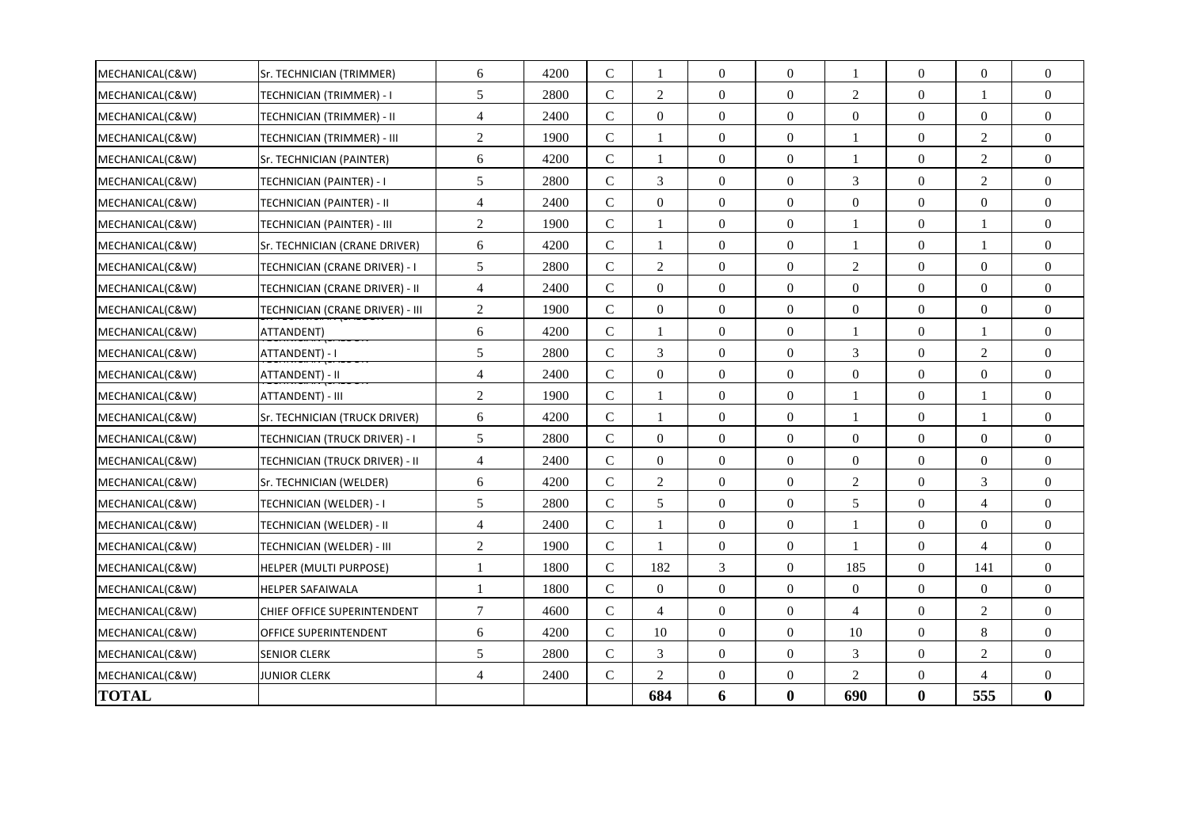| | | | | | | | | | | | |
|---|---|---|---|---|---|---|---|---|---|---|---|
| MECHANICAL(C&W) | Sr. TECHNICIAN (TRIMMER) | 6 | 4200 | C | 1 | 0 | 0 | 1 | 0 | 0 | 0 |
| MECHANICAL(C&W) | TECHNICIAN (TRIMMER) - I | 5 | 2800 | C | 2 | 0 | 0 | 2 | 0 | 1 | 0 |
| MECHANICAL(C&W) | TECHNICIAN (TRIMMER) - II | 4 | 2400 | C | 0 | 0 | 0 | 0 | 0 | 0 | 0 |
| MECHANICAL(C&W) | TECHNICIAN (TRIMMER) - III | 2 | 1900 | C | 1 | 0 | 0 | 1 | 0 | 2 | 0 |
| MECHANICAL(C&W) | Sr. TECHNICIAN (PAINTER) | 6 | 4200 | C | 1 | 0 | 0 | 1 | 0 | 2 | 0 |
| MECHANICAL(C&W) | TECHNICIAN (PAINTER) - I | 5 | 2800 | C | 3 | 0 | 0 | 3 | 0 | 2 | 0 |
| MECHANICAL(C&W) | TECHNICIAN (PAINTER) - II | 4 | 2400 | C | 0 | 0 | 0 | 0 | 0 | 0 | 0 |
| MECHANICAL(C&W) | TECHNICIAN (PAINTER) - III | 2 | 1900 | C | 1 | 0 | 0 | 1 | 0 | 1 | 0 |
| MECHANICAL(C&W) | Sr. TECHNICIAN (CRANE DRIVER) | 6 | 4200 | C | 1 | 0 | 0 | 1 | 0 | 1 | 0 |
| MECHANICAL(C&W) | TECHNICIAN (CRANE DRIVER) - I | 5 | 2800 | C | 2 | 0 | 0 | 2 | 0 | 0 | 0 |
| MECHANICAL(C&W) | TECHNICIAN (CRANE DRIVER) - II | 4 | 2400 | C | 0 | 0 | 0 | 0 | 0 | 0 | 0 |
| MECHANICAL(C&W) | TECHNICIAN (CRANE DRIVER) - III | 2 | 1900 | C | 0 | 0 | 0 | 0 | 0 | 0 | 0 |
| MECHANICAL(C&W) | Sr. TECHNICIAN (SALOON ATTANDENT) | 6 | 4200 | C | 1 | 0 | 0 | 1 | 0 | 1 | 0 |
| MECHANICAL(C&W) | TECHNICIAN (SALOON ATTANDENT) - I | 5 | 2800 | C | 3 | 0 | 0 | 3 | 0 | 2 | 0 |
| MECHANICAL(C&W) | TECHNICIAN (SALOON ATTANDENT) - II | 4 | 2400 | C | 0 | 0 | 0 | 0 | 0 | 0 | 0 |
| MECHANICAL(C&W) | TECHNICIAN (SALOON ATTANDENT) - III | 2 | 1900 | C | 1 | 0 | 0 | 1 | 0 | 1 | 0 |
| MECHANICAL(C&W) | Sr. TECHNICIAN (TRUCK DRIVER) | 6 | 4200 | C | 1 | 0 | 0 | 1 | 0 | 1 | 0 |
| MECHANICAL(C&W) | TECHNICIAN (TRUCK DRIVER) - I | 5 | 2800 | C | 0 | 0 | 0 | 0 | 0 | 0 | 0 |
| MECHANICAL(C&W) | TECHNICIAN (TRUCK DRIVER) - II | 4 | 2400 | C | 0 | 0 | 0 | 0 | 0 | 0 | 0 |
| MECHANICAL(C&W) | Sr. TECHNICIAN (WELDER) | 6 | 4200 | C | 2 | 0 | 0 | 2 | 0 | 3 | 0 |
| MECHANICAL(C&W) | TECHNICIAN (WELDER) - I | 5 | 2800 | C | 5 | 0 | 0 | 5 | 0 | 4 | 0 |
| MECHANICAL(C&W) | TECHNICIAN (WELDER) - II | 4 | 2400 | C | 1 | 0 | 0 | 1 | 0 | 0 | 0 |
| MECHANICAL(C&W) | TECHNICIAN (WELDER) - III | 2 | 1900 | C | 1 | 0 | 0 | 1 | 0 | 4 | 0 |
| MECHANICAL(C&W) | HELPER (MULTI PURPOSE) | 1 | 1800 | C | 182 | 3 | 0 | 185 | 0 | 141 | 0 |
| MECHANICAL(C&W) | HELPER SAFAIWALA | 1 | 1800 | C | 0 | 0 | 0 | 0 | 0 | 0 | 0 |
| MECHANICAL(C&W) | CHIEF OFFICE SUPERINTENDENT | 7 | 4600 | C | 4 | 0 | 0 | 4 | 0 | 2 | 0 |
| MECHANICAL(C&W) | OFFICE SUPERINTENDENT | 6 | 4200 | C | 10 | 0 | 0 | 10 | 0 | 8 | 0 |
| MECHANICAL(C&W) | SENIOR CLERK | 5 | 2800 | C | 3 | 0 | 0 | 3 | 0 | 2 | 0 |
| MECHANICAL(C&W) | JUNIOR CLERK | 4 | 2400 | C | 2 | 0 | 0 | 2 | 0 | 4 | 0 |
| **TOTAL** | | | | | **684** | **6** | **0** | **690** | **0** | **555** | **0** |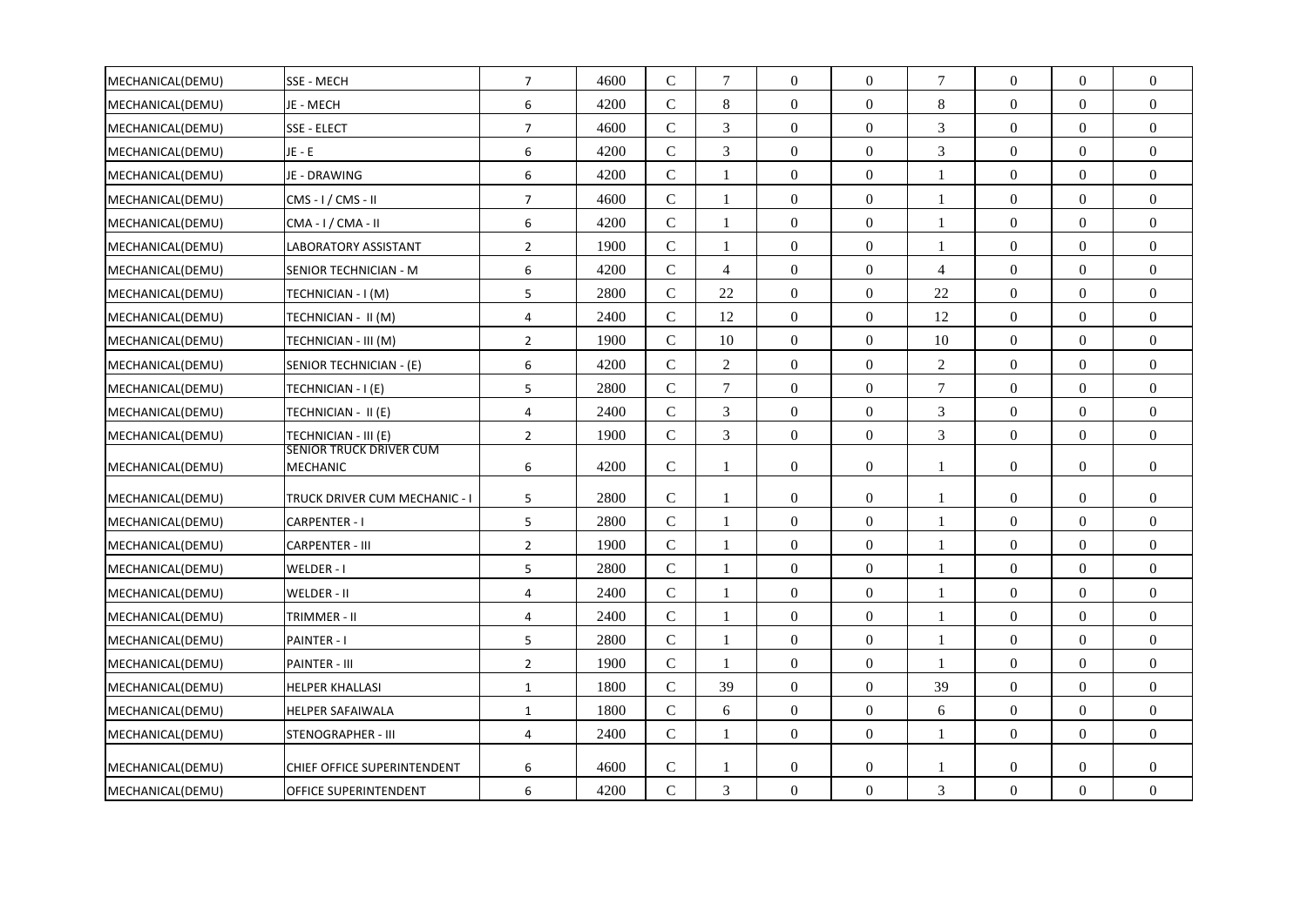| | | | | | | | | | | | |
|---|---|---|---|---|---|---|---|---|---|---|---|
| MECHANICAL(DEMU) | SSE - MECH | 7 | 4600 | C | 7 | 0 | 0 | 7 | 0 | 0 | 0 |
| MECHANICAL(DEMU) | JE - MECH | 6 | 4200 | C | 8 | 0 | 0 | 8 | 0 | 0 | 0 |
| MECHANICAL(DEMU) | SSE - ELECT | 7 | 4600 | C | 3 | 0 | 0 | 3 | 0 | 0 | 0 |
| MECHANICAL(DEMU) | JE - E | 6 | 4200 | C | 3 | 0 | 0 | 3 | 0 | 0 | 0 |
| MECHANICAL(DEMU) | JE - DRAWING | 6 | 4200 | C | 1 | 0 | 0 | 1 | 0 | 0 | 0 |
| MECHANICAL(DEMU) | CMS - I / CMS - II | 7 | 4600 | C | 1 | 0 | 0 | 1 | 0 | 0 | 0 |
| MECHANICAL(DEMU) | CMA - I / CMA - II | 6 | 4200 | C | 1 | 0 | 0 | 1 | 0 | 0 | 0 |
| MECHANICAL(DEMU) | LABORATORY ASSISTANT | 2 | 1900 | C | 1 | 0 | 0 | 1 | 0 | 0 | 0 |
| MECHANICAL(DEMU) | SENIOR TECHNICIAN - M | 6 | 4200 | C | 4 | 0 | 0 | 4 | 0 | 0 | 0 |
| MECHANICAL(DEMU) | TECHNICIAN - I (M) | 5 | 2800 | C | 22 | 0 | 0 | 22 | 0 | 0 | 0 |
| MECHANICAL(DEMU) | TECHNICIAN - II (M) | 4 | 2400 | C | 12 | 0 | 0 | 12 | 0 | 0 | 0 |
| MECHANICAL(DEMU) | TECHNICIAN - III (M) | 2 | 1900 | C | 10 | 0 | 0 | 10 | 0 | 0 | 0 |
| MECHANICAL(DEMU) | SENIOR TECHNICIAN - (E) | 6 | 4200 | C | 2 | 0 | 0 | 2 | 0 | 0 | 0 |
| MECHANICAL(DEMU) | TECHNICIAN - I (E) | 5 | 2800 | C | 7 | 0 | 0 | 7 | 0 | 0 | 0 |
| MECHANICAL(DEMU) | TECHNICIAN - II (E) | 4 | 2400 | C | 3 | 0 | 0 | 3 | 0 | 0 | 0 |
| MECHANICAL(DEMU) | TECHNICIAN - III (E) | 2 | 1900 | C | 3 | 0 | 0 | 3 | 0 | 0 | 0 |
| MECHANICAL(DEMU) | SENIOR TRUCK DRIVER CUM MECHANIC | 6 | 4200 | C | 1 | 0 | 0 | 1 | 0 | 0 | 0 |
| MECHANICAL(DEMU) | TRUCK DRIVER CUM MECHANIC - I | 5 | 2800 | C | 1 | 0 | 0 | 1 | 0 | 0 | 0 |
| MECHANICAL(DEMU) | CARPENTER - I | 5 | 2800 | C | 1 | 0 | 0 | 1 | 0 | 0 | 0 |
| MECHANICAL(DEMU) | CARPENTER - III | 2 | 1900 | C | 1 | 0 | 0 | 1 | 0 | 0 | 0 |
| MECHANICAL(DEMU) | WELDER - I | 5 | 2800 | C | 1 | 0 | 0 | 1 | 0 | 0 | 0 |
| MECHANICAL(DEMU) | WELDER - II | 4 | 2400 | C | 1 | 0 | 0 | 1 | 0 | 0 | 0 |
| MECHANICAL(DEMU) | TRIMMER - II | 4 | 2400 | C | 1 | 0 | 0 | 1 | 0 | 0 | 0 |
| MECHANICAL(DEMU) | PAINTER - I | 5 | 2800 | C | 1 | 0 | 0 | 1 | 0 | 0 | 0 |
| MECHANICAL(DEMU) | PAINTER - III | 2 | 1900 | C | 1 | 0 | 0 | 1 | 0 | 0 | 0 |
| MECHANICAL(DEMU) | HELPER KHALLASI | 1 | 1800 | C | 39 | 0 | 0 | 39 | 0 | 0 | 0 |
| MECHANICAL(DEMU) | HELPER SAFAIWALA | 1 | 1800 | C | 6 | 0 | 0 | 6 | 0 | 0 | 0 |
| MECHANICAL(DEMU) | STENOGRAPHER - III | 4 | 2400 | C | 1 | 0 | 0 | 1 | 0 | 0 | 0 |
| MECHANICAL(DEMU) | CHIEF OFFICE SUPERINTENDENT | 6 | 4600 | C | 1 | 0 | 0 | 1 | 0 | 0 | 0 |
| MECHANICAL(DEMU) | OFFICE SUPERINTENDENT | 6 | 4200 | C | 3 | 0 | 0 | 3 | 0 | 0 | 0 |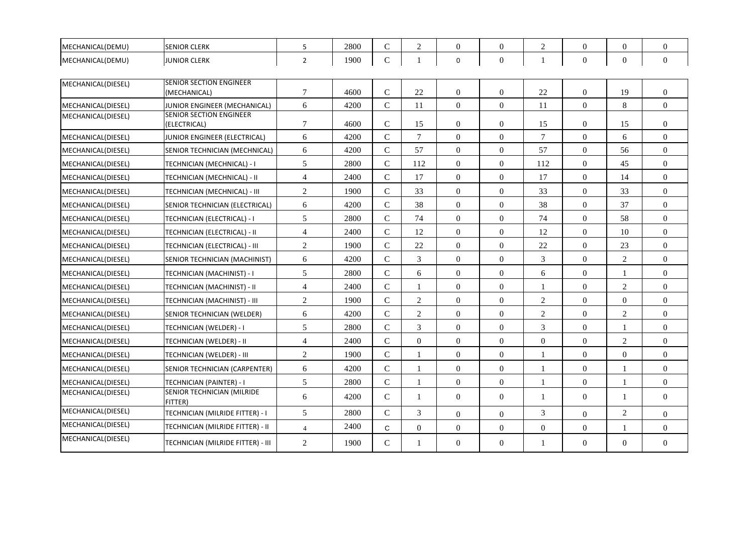| | | | | | | | | | | | |
|---|---|---|---|---|---|---|---|---|---|---|---|
| MECHANICAL(DEMU) | SENIOR CLERK | 5 | 2800 | C | 2 | 0 | 0 | 2 | 0 | 0 | 0 |
| MECHANICAL(DEMU) | JUNIOR CLERK | 2 | 1900 | C | 1 | 0 | 0 | 1 | 0 | 0 | 0 |

| | | | | | | | | | | | |
|---|---|---|---|---|---|---|---|---|---|---|---|
| MECHANICAL(DIESEL) | SENIOR SECTION ENGINEER (MECHANICAL) | 7 | 4600 | C | 22 | 0 | 0 | 22 | 0 | 19 | 0 |
| MECHANICAL(DIESEL) | JUNIOR ENGINEER (MECHANICAL) | 6 | 4200 | C | 11 | 0 | 0 | 11 | 0 | 8 | 0 |
| MECHANICAL(DIESEL) | SENIOR SECTION ENGINEER (ELECTRICAL) | 7 | 4600 | C | 15 | 0 | 0 | 15 | 0 | 15 | 0 |
| MECHANICAL(DIESEL) | JUNIOR ENGINEER (ELECTRICAL) | 6 | 4200 | C | 7 | 0 | 0 | 7 | 0 | 6 | 0 |
| MECHANICAL(DIESEL) | SENIOR TECHNICIAN (MECHNICAL) | 6 | 4200 | C | 57 | 0 | 0 | 57 | 0 | 56 | 0 |
| MECHANICAL(DIESEL) | TECHNICIAN (MECHNICAL) - I | 5 | 2800 | C | 112 | 0 | 0 | 112 | 0 | 45 | 0 |
| MECHANICAL(DIESEL) | TECHNICIAN (MECHNICAL) - II | 4 | 2400 | C | 17 | 0 | 0 | 17 | 0 | 14 | 0 |
| MECHANICAL(DIESEL) | TECHNICIAN (MECHNICAL) - III | 2 | 1900 | C | 33 | 0 | 0 | 33 | 0 | 33 | 0 |
| MECHANICAL(DIESEL) | SENIOR TECHNICIAN (ELECTRICAL) | 6 | 4200 | C | 38 | 0 | 0 | 38 | 0 | 37 | 0 |
| MECHANICAL(DIESEL) | TECHNICIAN (ELECTRICAL) - I | 5 | 2800 | C | 74 | 0 | 0 | 74 | 0 | 58 | 0 |
| MECHANICAL(DIESEL) | TECHNICIAN (ELECTRICAL) - II | 4 | 2400 | C | 12 | 0 | 0 | 12 | 0 | 10 | 0 |
| MECHANICAL(DIESEL) | TECHNICIAN (ELECTRICAL) - III | 2 | 1900 | C | 22 | 0 | 0 | 22 | 0 | 23 | 0 |
| MECHANICAL(DIESEL) | SENIOR TECHNICIAN (MACHINIST) | 6 | 4200 | C | 3 | 0 | 0 | 3 | 0 | 2 | 0 |
| MECHANICAL(DIESEL) | TECHNICIAN (MACHINIST) - I | 5 | 2800 | C | 6 | 0 | 0 | 6 | 0 | 1 | 0 |
| MECHANICAL(DIESEL) | TECHNICIAN (MACHINIST) - II | 4 | 2400 | C | 1 | 0 | 0 | 1 | 0 | 2 | 0 |
| MECHANICAL(DIESEL) | TECHNICIAN (MACHINIST) - III | 2 | 1900 | C | 2 | 0 | 0 | 2 | 0 | 0 | 0 |
| MECHANICAL(DIESEL) | SENIOR TECHNICIAN (WELDER) | 6 | 4200 | C | 2 | 0 | 0 | 2 | 0 | 2 | 0 |
| MECHANICAL(DIESEL) | TECHNICIAN (WELDER) - I | 5 | 2800 | C | 3 | 0 | 0 | 3 | 0 | 1 | 0 |
| MECHANICAL(DIESEL) | TECHNICIAN (WELDER) - II | 4 | 2400 | C | 0 | 0 | 0 | 0 | 0 | 2 | 0 |
| MECHANICAL(DIESEL) | TECHNICIAN (WELDER) - III | 2 | 1900 | C | 1 | 0 | 0 | 1 | 0 | 0 | 0 |
| MECHANICAL(DIESEL) | SENIOR TECHNICIAN (CARPENTER) | 6 | 4200 | C | 1 | 0 | 0 | 1 | 0 | 1 | 0 |
| MECHANICAL(DIESEL) | TECHNICIAN (PAINTER) - I | 5 | 2800 | C | 1 | 0 | 0 | 1 | 0 | 1 | 0 |
| MECHANICAL(DIESEL) | SENIOR TECHNICIAN (MILRIDE FITTER) | 6 | 4200 | C | 1 | 0 | 0 | 1 | 0 | 1 | 0 |
| MECHANICAL(DIESEL) | TECHNICIAN (MILRIDE FITTER) - I | 5 | 2800 | C | 3 | 0 | 0 | 3 | 0 | 2 | 0 |
| MECHANICAL(DIESEL) | TECHNICIAN (MILRIDE FITTER) - II | 4 | 2400 | C | 0 | 0 | 0 | 0 | 0 | 1 | 0 |
| MECHANICAL(DIESEL) | TECHNICIAN (MILRIDE FITTER) - III | 2 | 1900 | C | 1 | 0 | 0 | 1 | 0 | 0 | 0 |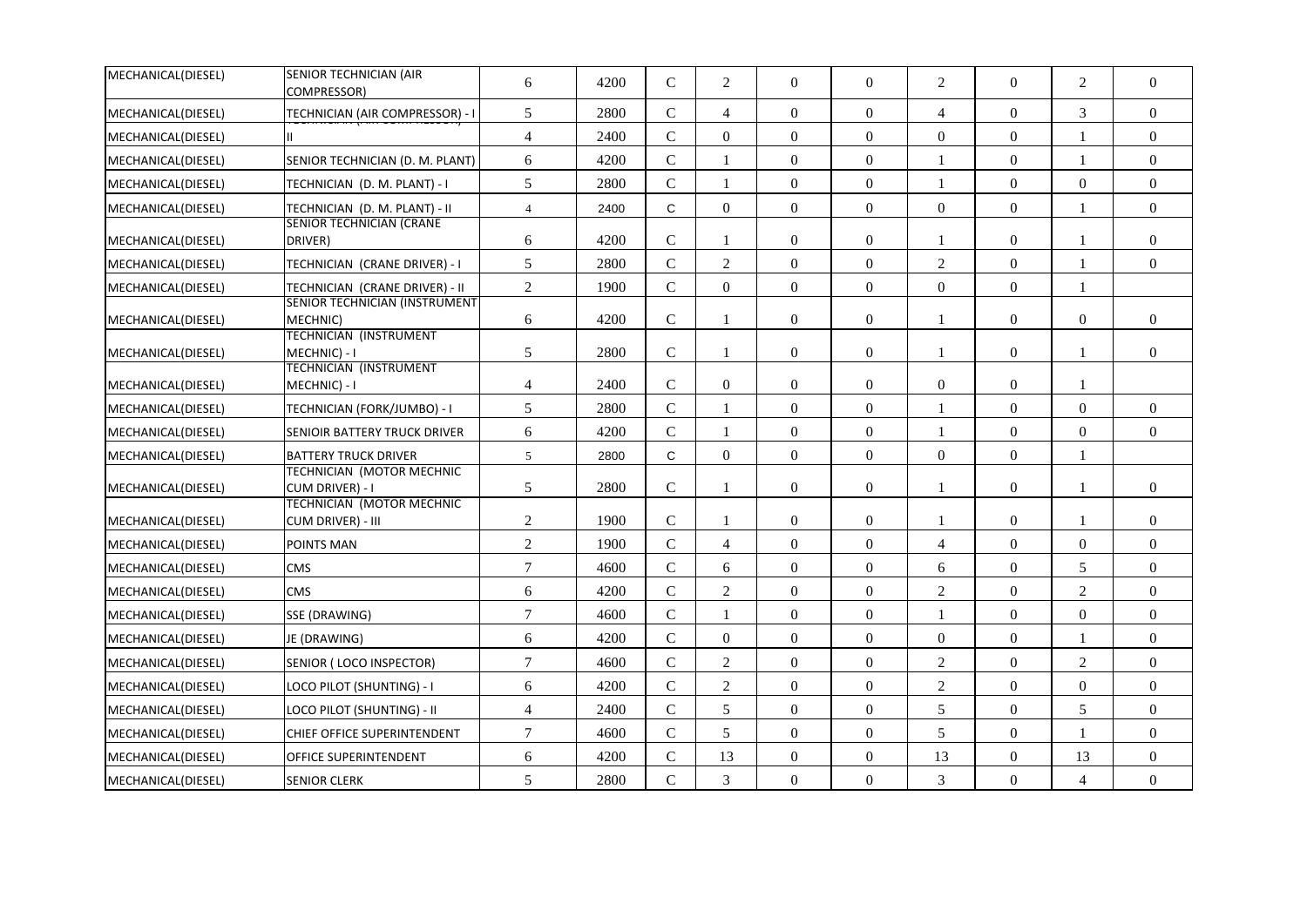| | | | | | | | | | | | |
|---|---|---|---|---|---|---|---|---|---|---|---|
| MECHANICAL(DIESEL) | SENIOR TECHNICIAN (AIR COMPRESSOR) | 6 | 4200 | C | 2 | 0 | 0 | 2 | 0 | 2 | 0 |
| MECHANICAL(DIESEL) | TECHNICIAN (AIR COMPRESSOR) - I | 5 | 2800 | C | 4 | 0 | 0 | 4 | 0 | 3 | 0 |
| MECHANICAL(DIESEL) | II | 4 | 2400 | C | 0 | 0 | 0 | 0 | 0 | 1 | 0 |
| MECHANICAL(DIESEL) | SENIOR TECHNICIAN (D. M. PLANT) | 6 | 4200 | C | 1 | 0 | 0 | 1 | 0 | 1 | 0 |
| MECHANICAL(DIESEL) | TECHNICIAN (D. M. PLANT) - I | 5 | 2800 | C | 1 | 0 | 0 | 1 | 0 | 0 | 0 |
| MECHANICAL(DIESEL) | TECHNICIAN (D. M. PLANT) - II | 4 | 2400 | C | 0 | 0 | 0 | 0 | 0 | 1 | 0 |
| MECHANICAL(DIESEL) | SENIOR TECHNICIAN (CRANE DRIVER) | 6 | 4200 | C | 1 | 0 | 0 | 1 | 0 | 1 | 0 |
| MECHANICAL(DIESEL) | TECHNICIAN (CRANE DRIVER) - I | 5 | 2800 | C | 2 | 0 | 0 | 2 | 0 | 1 | 0 |
| MECHANICAL(DIESEL) | TECHNICIAN (CRANE DRIVER) - II | 2 | 1900 | C | 0 | 0 | 0 | 0 | 0 | 1 | |
| MECHANICAL(DIESEL) | SENIOR TECHNICIAN (INSTRUMENT MECHNIC) | 6 | 4200 | C | 1 | 0 | 0 | 1 | 0 | 0 | 0 |
| MECHANICAL(DIESEL) | TECHNICIAN (INSTRUMENT MECHNIC) - I | 5 | 2800 | C | 1 | 0 | 0 | 1 | 0 | 1 | 0 |
| MECHANICAL(DIESEL) | TECHNICIAN (INSTRUMENT MECHNIC) - I | 4 | 2400 | C | 0 | 0 | 0 | 0 | 0 | 1 | |
| MECHANICAL(DIESEL) | TECHNICIAN (FORK/JUMBO) - I | 5 | 2800 | C | 1 | 0 | 0 | 1 | 0 | 0 | 0 |
| MECHANICAL(DIESEL) | SENIOIR BATTERY TRUCK DRIVER | 6 | 4200 | C | 1 | 0 | 0 | 1 | 0 | 0 | 0 |
| MECHANICAL(DIESEL) | BATTERY TRUCK DRIVER | 5 | 2800 | C | 0 | 0 | 0 | 0 | 0 | 1 | |
| MECHANICAL(DIESEL) | TECHNICIAN (MOTOR MECHNIC CUM DRIVER) - I | 5 | 2800 | C | 1 | 0 | 0 | 1 | 0 | 1 | 0 |
| MECHANICAL(DIESEL) | TECHNICIAN (MOTOR MECHNIC CUM DRIVER) - III | 2 | 1900 | C | 1 | 0 | 0 | 1 | 0 | 1 | 0 |
| MECHANICAL(DIESEL) | POINTS MAN | 2 | 1900 | C | 4 | 0 | 0 | 4 | 0 | 0 | 0 |
| MECHANICAL(DIESEL) | CMS | 7 | 4600 | C | 6 | 0 | 0 | 6 | 0 | 5 | 0 |
| MECHANICAL(DIESEL) | CMS | 6 | 4200 | C | 2 | 0 | 0 | 2 | 0 | 2 | 0 |
| MECHANICAL(DIESEL) | SSE (DRAWING) | 7 | 4600 | C | 1 | 0 | 0 | 1 | 0 | 0 | 0 |
| MECHANICAL(DIESEL) | JE (DRAWING) | 6 | 4200 | C | 0 | 0 | 0 | 0 | 0 | 1 | 0 |
| MECHANICAL(DIESEL) | SENIOR ( LOCO INSPECTOR) | 7 | 4600 | C | 2 | 0 | 0 | 2 | 0 | 2 | 0 |
| MECHANICAL(DIESEL) | LOCO PILOT (SHUNTING) - I | 6 | 4200 | C | 2 | 0 | 0 | 2 | 0 | 0 | 0 |
| MECHANICAL(DIESEL) | LOCO PILOT (SHUNTING) - II | 4 | 2400 | C | 5 | 0 | 0 | 5 | 0 | 5 | 0 |
| MECHANICAL(DIESEL) | CHIEF OFFICE SUPERINTENDENT | 7 | 4600 | C | 5 | 0 | 0 | 5 | 0 | 1 | 0 |
| MECHANICAL(DIESEL) | OFFICE SUPERINTENDENT | 6 | 4200 | C | 13 | 0 | 0 | 13 | 0 | 13 | 0 |
| MECHANICAL(DIESEL) | SENIOR CLERK | 5 | 2800 | C | 3 | 0 | 0 | 3 | 0 | 4 | 0 |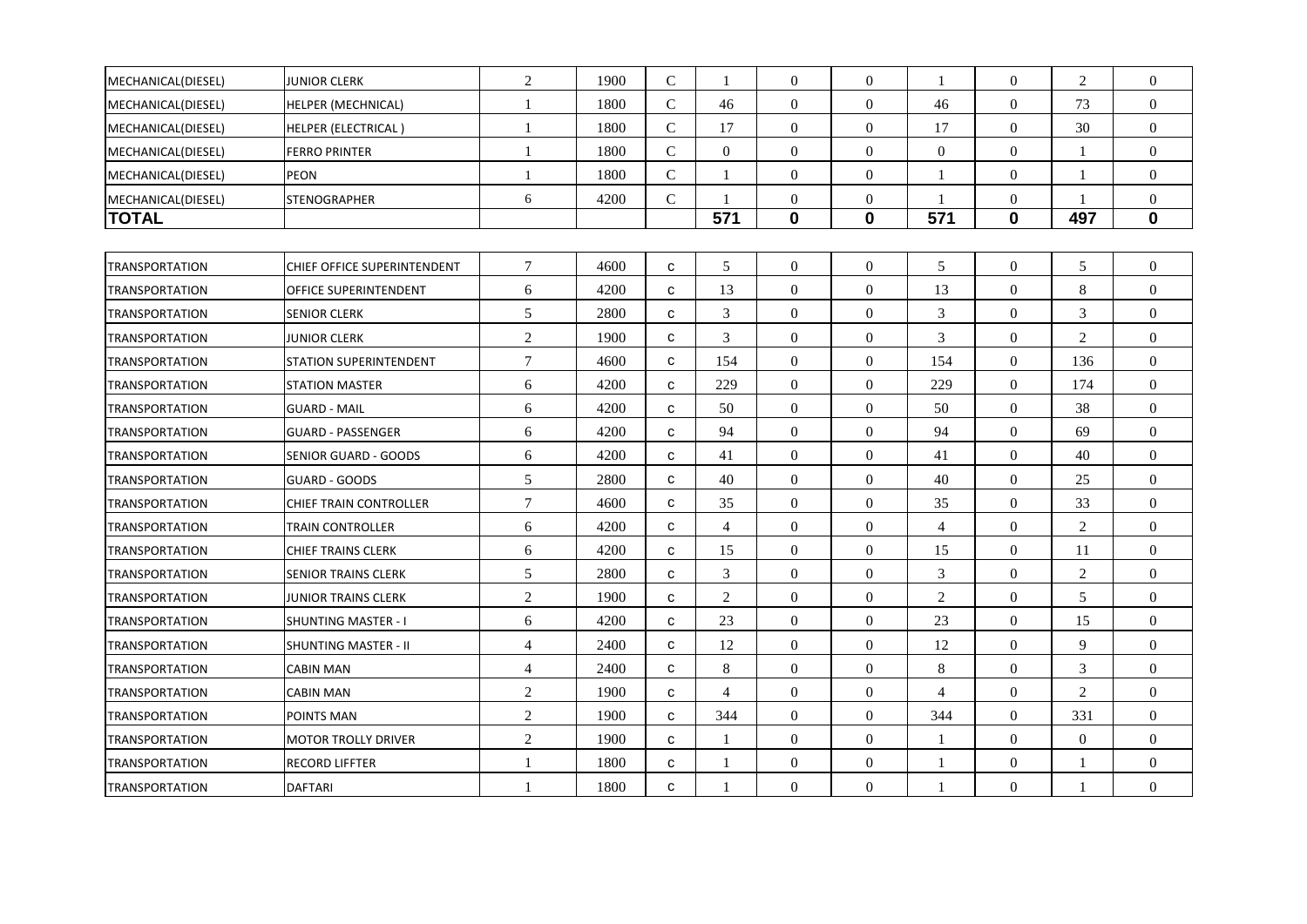| | | | | | | | | | | | |
|---|---|---|---|---|---|---|---|---|---|---|---|
| MECHANICAL(DIESEL) | JUNIOR CLERK | 2 | 1900 | C | 1 | 0 | 0 | 1 | 0 | 2 | 0 |
| MECHANICAL(DIESEL) | HELPER (MECHNICAL) | 1 | 1800 | C | 46 | 0 | 0 | 46 | 0 | 73 | 0 |
| MECHANICAL(DIESEL) | HELPER (ELECTRICAL ) | 1 | 1800 | C | 17 | 0 | 0 | 17 | 0 | 30 | 0 |
| MECHANICAL(DIESEL) | FERRO PRINTER | 1 | 1800 | C | 0 | 0 | 0 | 0 | 0 | 1 | 0 |
| MECHANICAL(DIESEL) | PEON | 1 | 1800 | C | 1 | 0 | 0 | 1 | 0 | 1 | 0 |
| MECHANICAL(DIESEL) | STENOGRAPHER | 6 | 4200 | C | 1 | 0 | 0 | 1 | 0 | 1 | 0 |
| **TOTAL** | | | | | **571** | **0** | **0** | **571** | **0** | **497** | **0** |

| | | | | | | | | | | | |
|---|---|---|---|---|---|---|---|---|---|---|---|
| TRANSPORTATION | CHIEF OFFICE SUPERINTENDENT | 7 | 4600 | C | 5 | 0 | 0 | 5 | 0 | 5 | 0 |
| TRANSPORTATION | OFFICE SUPERINTENDENT | 6 | 4200 | C | 13 | 0 | 0 | 13 | 0 | 8 | 0 |
| TRANSPORTATION | SENIOR CLERK | 5 | 2800 | C | 3 | 0 | 0 | 3 | 0 | 3 | 0 |
| TRANSPORTATION | JUNIOR CLERK | 2 | 1900 | C | 3 | 0 | 0 | 3 | 0 | 2 | 0 |
| TRANSPORTATION | STATION SUPERINTENDENT | 7 | 4600 | C | 154 | 0 | 0 | 154 | 0 | 136 | 0 |
| TRANSPORTATION | STATION MASTER | 6 | 4200 | C | 229 | 0 | 0 | 229 | 0 | 174 | 0 |
| TRANSPORTATION | GUARD - MAIL | 6 | 4200 | C | 50 | 0 | 0 | 50 | 0 | 38 | 0 |
| TRANSPORTATION | GUARD - PASSENGER | 6 | 4200 | C | 94 | 0 | 0 | 94 | 0 | 69 | 0 |
| TRANSPORTATION | SENIOR GUARD - GOODS | 6 | 4200 | C | 41 | 0 | 0 | 41 | 0 | 40 | 0 |
| TRANSPORTATION | GUARD - GOODS | 5 | 2800 | C | 40 | 0 | 0 | 40 | 0 | 25 | 0 |
| TRANSPORTATION | CHIEF TRAIN CONTROLLER | 7 | 4600 | C | 35 | 0 | 0 | 35 | 0 | 33 | 0 |
| TRANSPORTATION | TRAIN CONTROLLER | 6 | 4200 | C | 4 | 0 | 0 | 4 | 0 | 2 | 0 |
| TRANSPORTATION | CHIEF TRAINS CLERK | 6 | 4200 | C | 15 | 0 | 0 | 15 | 0 | 11 | 0 |
| TRANSPORTATION | SENIOR TRAINS CLERK | 5 | 2800 | C | 3 | 0 | 0 | 3 | 0 | 2 | 0 |
| TRANSPORTATION | JUNIOR TRAINS CLERK | 2 | 1900 | C | 2 | 0 | 0 | 2 | 0 | 5 | 0 |
| TRANSPORTATION | SHUNTING MASTER - I | 6 | 4200 | C | 23 | 0 | 0 | 23 | 0 | 15 | 0 |
| TRANSPORTATION | SHUNTING MASTER - II | 4 | 2400 | C | 12 | 0 | 0 | 12 | 0 | 9 | 0 |
| TRANSPORTATION | CABIN MAN | 4 | 2400 | C | 8 | 0 | 0 | 8 | 0 | 3 | 0 |
| TRANSPORTATION | CABIN MAN | 2 | 1900 | C | 4 | 0 | 0 | 4 | 0 | 2 | 0 |
| TRANSPORTATION | POINTS MAN | 2 | 1900 | C | 344 | 0 | 0 | 344 | 0 | 331 | 0 |
| TRANSPORTATION | MOTOR TROLLY DRIVER | 2 | 1900 | C | 1 | 0 | 0 | 1 | 0 | 0 | 0 |
| TRANSPORTATION | RECORD LIFFTER | 1 | 1800 | C | 1 | 0 | 0 | 1 | 0 | 1 | 0 |
| TRANSPORTATION | DAFTARI | 1 | 1800 | C | 1 | 0 | 0 | 1 | 0 | 1 | 0 |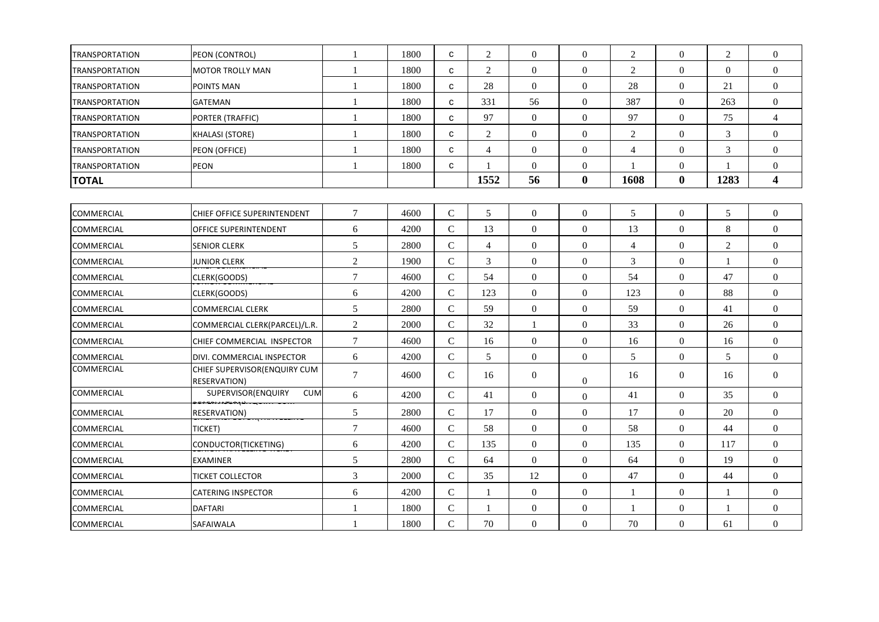| | | | | | | | | | | | |
|---|---|---|---|---|---|---|---|---|---|---|---|
| TRANSPORTATION | PEON (CONTROL) | 1 | 1800 | c | 2 | 0 | 0 | 2 | 0 | 2 | 0 |
| TRANSPORTATION | MOTOR TROLLY MAN | 1 | 1800 | c | 2 | 0 | 0 | 2 | 0 | 0 | 0 |
| TRANSPORTATION | POINTS MAN | 1 | 1800 | c | 28 | 0 | 0 | 28 | 0 | 21 | 0 |
| TRANSPORTATION | GATEMAN | 1 | 1800 | c | 331 | 56 | 0 | 387 | 0 | 263 | 0 |
| TRANSPORTATION | PORTER (TRAFFIC) | 1 | 1800 | c | 97 | 0 | 0 | 97 | 0 | 75 | 4 |
| TRANSPORTATION | KHALASI (STORE) | 1 | 1800 | c | 2 | 0 | 0 | 2 | 0 | 3 | 0 |
| TRANSPORTATION | PEON (OFFICE) | 1 | 1800 | c | 4 | 0 | 0 | 4 | 0 | 3 | 0 |
| TRANSPORTATION | PEON | 1 | 1800 | c | 1 | 0 | 0 | 1 | 0 | 1 | 0 |
| **TOTAL** | | | | | **1552** | **56** | **0** | **1608** | **0** | **1283** | **4** |

| | | | | | | | | | | | |
|---|---|---|---|---|---|---|---|---|---|---|---|
| COMMERCIAL | CHIEF OFFICE SUPERINTENDENT | 7 | 4600 | C | 5 | 0 | 0 | 5 | 0 | 5 | 0 |
| COMMERCIAL | OFFICE SUPERINTENDENT | 6 | 4200 | C | 13 | 0 | 0 | 13 | 0 | 8 | 0 |
| COMMERCIAL | SENIOR CLERK | 5 | 2800 | C | 4 | 0 | 0 | 4 | 0 | 2 | 0 |
| COMMERCIAL | JUNIOR CLERK | 2 | 1900 | C | 3 | 0 | 0 | 3 | 0 | 1 | 0 |
| COMMERCIAL | CLERK(GOODS) | 7 | 4600 | C | 54 | 0 | 0 | 54 | 0 | 47 | 0 |
| COMMERCIAL | CLERK(GOODS) | 6 | 4200 | C | 123 | 0 | 0 | 123 | 0 | 88 | 0 |
| COMMERCIAL | COMMERCIAL CLERK | 5 | 2800 | C | 59 | 0 | 0 | 59 | 0 | 41 | 0 |
| COMMERCIAL | COMMERCIAL CLERK(PARCEL)/L.R. | 2 | 2000 | C | 32 | 1 | 0 | 33 | 0 | 26 | 0 |
| COMMERCIAL | CHIEF COMMERCIAL INSPECTOR | 7 | 4600 | C | 16 | 0 | 0 | 16 | 0 | 16 | 0 |
| COMMERCIAL | DIVI. COMMERCIAL INSPECTOR | 6 | 4200 | C | 5 | 0 | 0 | 5 | 0 | 5 | 0 |
| COMMERCIAL | CHIEF SUPERVISOR(ENQUIRY CUM RESERVATION) | 7 | 4600 | C | 16 | 0 | 0 | 16 | 0 | 16 | 0 |
| COMMERCIAL | SUPERVISOR(ENQUIRY CUM | 6 | 4200 | C | 41 | 0 | 0 | 41 | 0 | 35 | 0 |
| COMMERCIAL | RESERVATION) | 5 | 2800 | C | 17 | 0 | 0 | 17 | 0 | 20 | 0 |
| COMMERCIAL | TICKET) | 7 | 4600 | C | 58 | 0 | 0 | 58 | 0 | 44 | 0 |
| COMMERCIAL | CONDUCTOR(TICKETING) | 6 | 4200 | C | 135 | 0 | 0 | 135 | 0 | 117 | 0 |
| COMMERCIAL | EXAMINER | 5 | 2800 | C | 64 | 0 | 0 | 64 | 0 | 19 | 0 |
| COMMERCIAL | TICKET COLLECTOR | 3 | 2000 | C | 35 | 12 | 0 | 47 | 0 | 44 | 0 |
| COMMERCIAL | CATERING INSPECTOR | 6 | 4200 | C | 1 | 0 | 0 | 1 | 0 | 1 | 0 |
| COMMERCIAL | DAFTARI | 1 | 1800 | C | 1 | 0 | 0 | 1 | 0 | 1 | 0 |
| COMMERCIAL | SAFAIWALA | 1 | 1800 | C | 70 | 0 | 0 | 70 | 0 | 61 | 0 |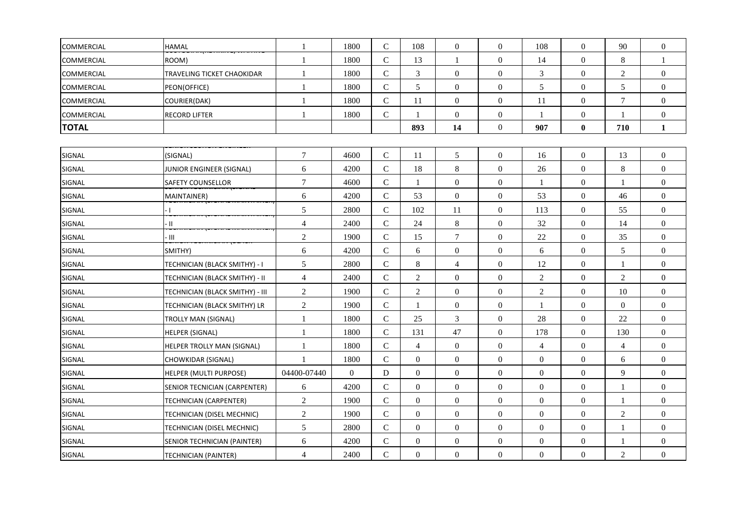| | | | | | | | | | | | |
|---|---|---|---|---|---|---|---|---|---|---|---|
| COMMERCIAL | HAMAL | 1 | 1800 | C | 108 | 0 | 0 | 108 | 0 | 90 | 0 |
| COMMERCIAL | ROOM) | 1 | 1800 | C | 13 | 1 | 0 | 14 | 0 | 8 | 1 |
| COMMERCIAL | TRAVELING TICKET CHAOKIDAR | 1 | 1800 | C | 3 | 0 | 0 | 3 | 0 | 2 | 0 |
| COMMERCIAL | PEON(OFFICE) | 1 | 1800 | C | 5 | 0 | 0 | 5 | 0 | 5 | 0 |
| COMMERCIAL | COURIER(DAK) | 1 | 1800 | C | 11 | 0 | 0 | 11 | 0 | 7 | 0 |
| COMMERCIAL | RECORD LIFTER | 1 | 1800 | C | 1 | 0 | 0 | 1 | 0 | 1 | 0 |
| **TOTAL** | | | | | **893** | **14** | 0 | **907** | **0** | **710** | **1** |

| | | | | | | | | | | | |
|---|---|---|---|---|---|---|---|---|---|---|---|
| SIGNAL | (SIGNAL) | 7 | 4600 | C | 11 | 5 | 0 | 16 | 0 | 13 | 0 |
| SIGNAL | JUNIOR ENGINEER (SIGNAL) | 6 | 4200 | C | 18 | 8 | 0 | 26 | 0 | 8 | 0 |
| SIGNAL | SAFETY COUNSELLOR | 7 | 4600 | C | 1 | 0 | 0 | 1 | 0 | 1 | 0 |
| SIGNAL | MAINTAINER) | 6 | 4200 | C | 53 | 0 | 0 | 53 | 0 | 46 | 0 |
| SIGNAL | - I | 5 | 2800 | C | 102 | 11 | 0 | 113 | 0 | 55 | 0 |
| SIGNAL | - II | 4 | 2400 | C | 24 | 8 | 0 | 32 | 0 | 14 | 0 |
| SIGNAL | - III | 2 | 1900 | C | 15 | 7 | 0 | 22 | 0 | 35 | 0 |
| SIGNAL | SMITHY) | 6 | 4200 | C | 6 | 0 | 0 | 6 | 0 | 5 | 0 |
| SIGNAL | TECHNICIAN (BLACK SMITHY) - I | 5 | 2800 | C | 8 | 4 | 0 | 12 | 0 | 1 | 0 |
| SIGNAL | TECHNICIAN (BLACK SMITHY) - II | 4 | 2400 | C | 2 | 0 | 0 | 2 | 0 | 2 | 0 |
| SIGNAL | TECHNICIAN (BLACK SMITHY) - III | 2 | 1900 | C | 2 | 0 | 0 | 2 | 0 | 10 | 0 |
| SIGNAL | TECHNICIAN (BLACK SMITHY) LR | 2 | 1900 | C | 1 | 0 | 0 | 1 | 0 | 0 | 0 |
| SIGNAL | TROLLY MAN (SIGNAL) | 1 | 1800 | C | 25 | 3 | 0 | 28 | 0 | 22 | 0 |
| SIGNAL | HELPER (SIGNAL) | 1 | 1800 | C | 131 | 47 | 0 | 178 | 0 | 130 | 0 |
| SIGNAL | HELPER TROLLY MAN (SIGNAL) | 1 | 1800 | C | 4 | 0 | 0 | 4 | 0 | 4 | 0 |
| SIGNAL | CHOWKIDAR (SIGNAL) | 1 | 1800 | C | 0 | 0 | 0 | 0 | 0 | 6 | 0 |
| SIGNAL | HELPER (MULTI PURPOSE) | 04400-07440 | 0 | D | 0 | 0 | 0 | 0 | 0 | 9 | 0 |
| SIGNAL | SENIOR TECNICIAN (CARPENTER) | 6 | 4200 | C | 0 | 0 | 0 | 0 | 0 | 1 | 0 |
| SIGNAL | TECHNICIAN (CARPENTER) | 2 | 1900 | C | 0 | 0 | 0 | 0 | 0 | 1 | 0 |
| SIGNAL | TECHNICIAN (DISEL MECHNIC) | 2 | 1900 | C | 0 | 0 | 0 | 0 | 0 | 2 | 0 |
| SIGNAL | TECHNICIAN (DISEL MECHNIC) | 5 | 2800 | C | 0 | 0 | 0 | 0 | 0 | 1 | 0 |
| SIGNAL | SENIOR TECHNICIAN (PAINTER) | 6 | 4200 | C | 0 | 0 | 0 | 0 | 0 | 1 | 0 |
| SIGNAL | TECHNICIAN (PAINTER) | 4 | 2400 | C | 0 | 0 | 0 | 0 | 0 | 2 | 0 |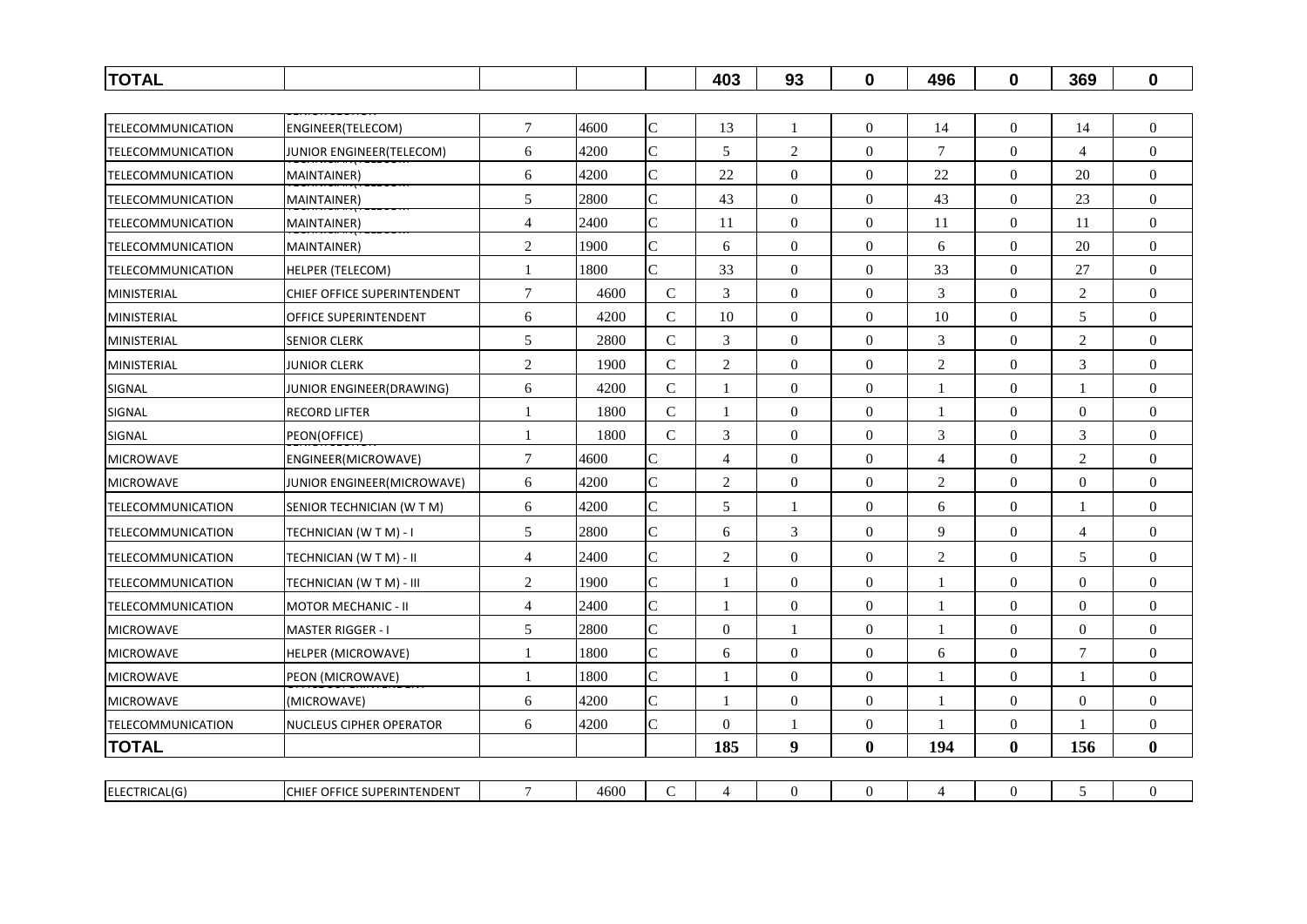| TOTAL | | | | | 403 | 93 | 0 | 496 | 0 | 369 | 0 |
|---|---|---|---|---|---|---|---|---|---|---|---|

| | | | | | | | | | | | |
|---|---|---|---|---|---|---|---|---|---|---|---|
| TELECOMMUNICATION | SENIOR SECTION ENGINEER(TELECOM) | 7 | 4600 | C | 13 | 1 | 0 | 14 | 0 | 14 | 0 |
| TELECOMMUNICATION | JUNIOR ENGINEER(TELECOM) | 6 | 4200 | C | 5 | 2 | 0 | 7 | 0 | 4 | 0 |
| TELECOMMUNICATION | TECHNICIAN(TELECOM MAINTAINER) | 6 | 4200 | C | 22 | 0 | 0 | 22 | 0 | 20 | 0 |
| TELECOMMUNICATION | TECHNICIAN(TELECOM MAINTAINER) | 5 | 2800 | C | 43 | 0 | 0 | 43 | 0 | 23 | 0 |
| TELECOMMUNICATION | TECHNICIAN(TELECOM MAINTAINER) | 4 | 2400 | C | 11 | 0 | 0 | 11 | 0 | 11 | 0 |
| TELECOMMUNICATION | TECHNICIAN(TELECOM MAINTAINER) | 2 | 1900 | C | 6 | 0 | 0 | 6 | 0 | 20 | 0 |
| TELECOMMUNICATION | HELPER (TELECOM) | 1 | 1800 | C | 33 | 0 | 0 | 33 | 0 | 27 | 0 |
| MINISTERIAL | CHIEF OFFICE SUPERINTENDENT | 7 | 4600 | C | 3 | 0 | 0 | 3 | 0 | 2 | 0 |
| MINISTERIAL | OFFICE SUPERINTENDENT | 6 | 4200 | C | 10 | 0 | 0 | 10 | 0 | 5 | 0 |
| MINISTERIAL | SENIOR CLERK | 5 | 2800 | C | 3 | 0 | 0 | 3 | 0 | 2 | 0 |
| MINISTERIAL | JUNIOR CLERK | 2 | 1900 | C | 2 | 0 | 0 | 2 | 0 | 3 | 0 |
| SIGNAL | JUNIOR ENGINEER(DRAWING) | 6 | 4200 | C | 1 | 0 | 0 | 1 | 0 | 1 | 0 |
| SIGNAL | RECORD LIFTER | 1 | 1800 | C | 1 | 0 | 0 | 1 | 0 | 0 | 0 |
| SIGNAL | PEON(OFFICE) | 1 | 1800 | C | 3 | 0 | 0 | 3 | 0 | 3 | 0 |
| MICROWAVE | SENIOR SECTION ENGINEER(MICROWAVE) | 7 | 4600 | C | 4 | 0 | 0 | 4 | 0 | 2 | 0 |
| MICROWAVE | JUNIOR ENGINEER(MICROWAVE) | 6 | 4200 | C | 2 | 0 | 0 | 2 | 0 | 0 | 0 |
| TELECOMMUNICATION | SENIOR TECHNICIAN (W T M) | 6 | 4200 | C | 5 | 1 | 0 | 6 | 0 | 1 | 0 |
| TELECOMMUNICATION | TECHNICIAN (W T M) - I | 5 | 2800 | C | 6 | 3 | 0 | 9 | 0 | 4 | 0 |
| TELECOMMUNICATION | TECHNICIAN (W T M) - II | 4 | 2400 | C | 2 | 0 | 0 | 2 | 0 | 5 | 0 |
| TELECOMMUNICATION | TECHNICIAN (W T M) - III | 2 | 1900 | C | 1 | 0 | 0 | 1 | 0 | 0 | 0 |
| TELECOMMUNICATION | MOTOR MECHANIC - II | 4 | 2400 | C | 1 | 0 | 0 | 1 | 0 | 0 | 0 |
| MICROWAVE | MASTER RIGGER - I | 5 | 2800 | C | 0 | 1 | 0 | 1 | 0 | 0 | 0 |
| MICROWAVE | HELPER (MICROWAVE) | 1 | 1800 | C | 6 | 0 | 0 | 6 | 0 | 7 | 0 |
| MICROWAVE | PEON (MICROWAVE) | 1 | 1800 | C | 1 | 0 | 0 | 1 | 0 | 1 | 0 |
| MICROWAVE | OFFICE SUPERINTENDENT (MICROWAVE) | 6 | 4200 | C | 1 | 0 | 0 | 1 | 0 | 0 | 0 |
| TELECOMMUNICATION | NUCLEUS CIPHER OPERATOR | 6 | 4200 | C | 0 | 1 | 0 | 1 | 0 | 1 | 0 |
| **TOTAL** | | | | | **185** | **9** | **0** | **194** | **0** | **156** | **0** |

| | | | | | | | | | | | |
|---|---|---|---|---|---|---|---|---|---|---|---|
| ELECTRICAL(G) | CHIEF OFFICE SUPERINTENDENT | 7 | 4600 | C | 4 | 0 | 0 | 4 | 0 | 5 | 0 |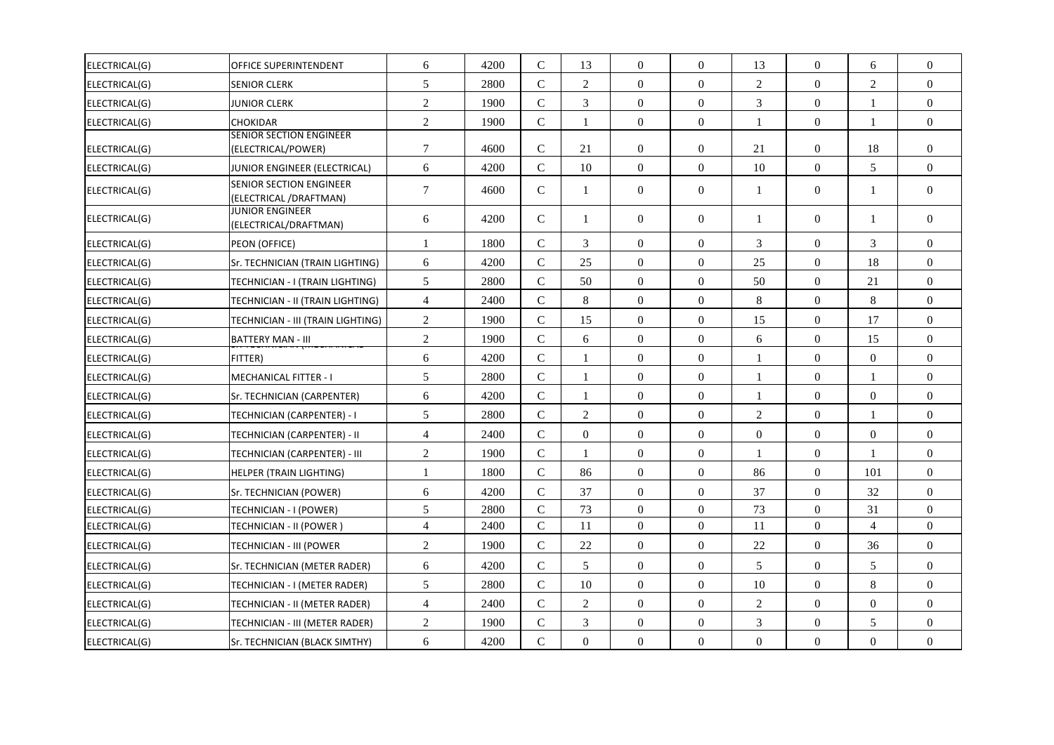| | | | | | | | | | | | |
|---|---|---|---|---|---|---|---|---|---|---|---|
| ELECTRICAL(G) | OFFICE SUPERINTENDENT | 6 | 4200 | C | 13 | 0 | 0 | 13 | 0 | 6 | 0 |
| ELECTRICAL(G) | SENIOR CLERK | 5 | 2800 | C | 2 | 0 | 0 | 2 | 0 | 2 | 0 |
| ELECTRICAL(G) | JUNIOR CLERK | 2 | 1900 | C | 3 | 0 | 0 | 3 | 0 | 1 | 0 |
| ELECTRICAL(G) | CHOKIDAR | 2 | 1900 | C | 1 | 0 | 0 | 1 | 0 | 1 | 0 |
| ELECTRICAL(G) | SENIOR SECTION ENGINEER (ELECTRICAL/POWER) | 7 | 4600 | C | 21 | 0 | 0 | 21 | 0 | 18 | 0 |
| ELECTRICAL(G) | JUNIOR ENGINEER (ELECTRICAL) | 6 | 4200 | C | 10 | 0 | 0 | 10 | 0 | 5 | 0 |
| ELECTRICAL(G) | SENIOR SECTION ENGINEER (ELECTRICAL /DRAFTMAN) | 7 | 4600 | C | 1 | 0 | 0 | 1 | 0 | 1 | 0 |
| ELECTRICAL(G) | JUNIOR ENGINEER (ELECTRICAL/DRAFTMAN) | 6 | 4200 | C | 1 | 0 | 0 | 1 | 0 | 1 | 0 |
| ELECTRICAL(G) | PEON (OFFICE) | 1 | 1800 | C | 3 | 0 | 0 | 3 | 0 | 3 | 0 |
| ELECTRICAL(G) | Sr. TECHNICIAN (TRAIN LIGHTING) | 6 | 4200 | C | 25 | 0 | 0 | 25 | 0 | 18 | 0 |
| ELECTRICAL(G) | TECHNICIAN - I (TRAIN LIGHTING) | 5 | 2800 | C | 50 | 0 | 0 | 50 | 0 | 21 | 0 |
| ELECTRICAL(G) | TECHNICIAN - II (TRAIN LIGHTING) | 4 | 2400 | C | 8 | 0 | 0 | 8 | 0 | 8 | 0 |
| ELECTRICAL(G) | TECHNICIAN - III (TRAIN LIGHTING) | 2 | 1900 | C | 15 | 0 | 0 | 15 | 0 | 17 | 0 |
| ELECTRICAL(G) | BATTERY MAN - III | 2 | 1900 | C | 6 | 0 | 0 | 6 | 0 | 15 | 0 |
| ELECTRICAL(G) | Sr. TECHNICIAN (MECHANICAL FITTER) | 6 | 4200 | C | 1 | 0 | 0 | 1 | 0 | 0 | 0 |
| ELECTRICAL(G) | MECHANICAL FITTER - I | 5 | 2800 | C | 1 | 0 | 0 | 1 | 0 | 1 | 0 |
| ELECTRICAL(G) | Sr. TECHNICIAN (CARPENTER) | 6 | 4200 | C | 1 | 0 | 0 | 1 | 0 | 0 | 0 |
| ELECTRICAL(G) | TECHNICIAN (CARPENTER) - I | 5 | 2800 | C | 2 | 0 | 0 | 2 | 0 | 1 | 0 |
| ELECTRICAL(G) | TECHNICIAN (CARPENTER) - II | 4 | 2400 | C | 0 | 0 | 0 | 0 | 0 | 0 | 0 |
| ELECTRICAL(G) | TECHNICIAN (CARPENTER) - III | 2 | 1900 | C | 1 | 0 | 0 | 1 | 0 | 1 | 0 |
| ELECTRICAL(G) | HELPER (TRAIN LIGHTING) | 1 | 1800 | C | 86 | 0 | 0 | 86 | 0 | 101 | 0 |
| ELECTRICAL(G) | Sr. TECHNICIAN (POWER) | 6 | 4200 | C | 37 | 0 | 0 | 37 | 0 | 32 | 0 |
| ELECTRICAL(G) | TECHNICIAN - I (POWER) | 5 | 2800 | C | 73 | 0 | 0 | 73 | 0 | 31 | 0 |
| ELECTRICAL(G) | TECHNICIAN - II (POWER ) | 4 | 2400 | C | 11 | 0 | 0 | 11 | 0 | 4 | 0 |
| ELECTRICAL(G) | TECHNICIAN - III (POWER | 2 | 1900 | C | 22 | 0 | 0 | 22 | 0 | 36 | 0 |
| ELECTRICAL(G) | Sr. TECHNICIAN (METER RADER) | 6 | 4200 | C | 5 | 0 | 0 | 5 | 0 | 5 | 0 |
| ELECTRICAL(G) | TECHNICIAN - I (METER RADER) | 5 | 2800 | C | 10 | 0 | 0 | 10 | 0 | 8 | 0 |
| ELECTRICAL(G) | TECHNICIAN - II (METER RADER) | 4 | 2400 | C | 2 | 0 | 0 | 2 | 0 | 0 | 0 |
| ELECTRICAL(G) | TECHNICIAN - III (METER RADER) | 2 | 1900 | C | 3 | 0 | 0 | 3 | 0 | 5 | 0 |
| ELECTRICAL(G) | Sr. TECHNICIAN (BLACK SIMTHY) | 6 | 4200 | C | 0 | 0 | 0 | 0 | 0 | 0 | 0 |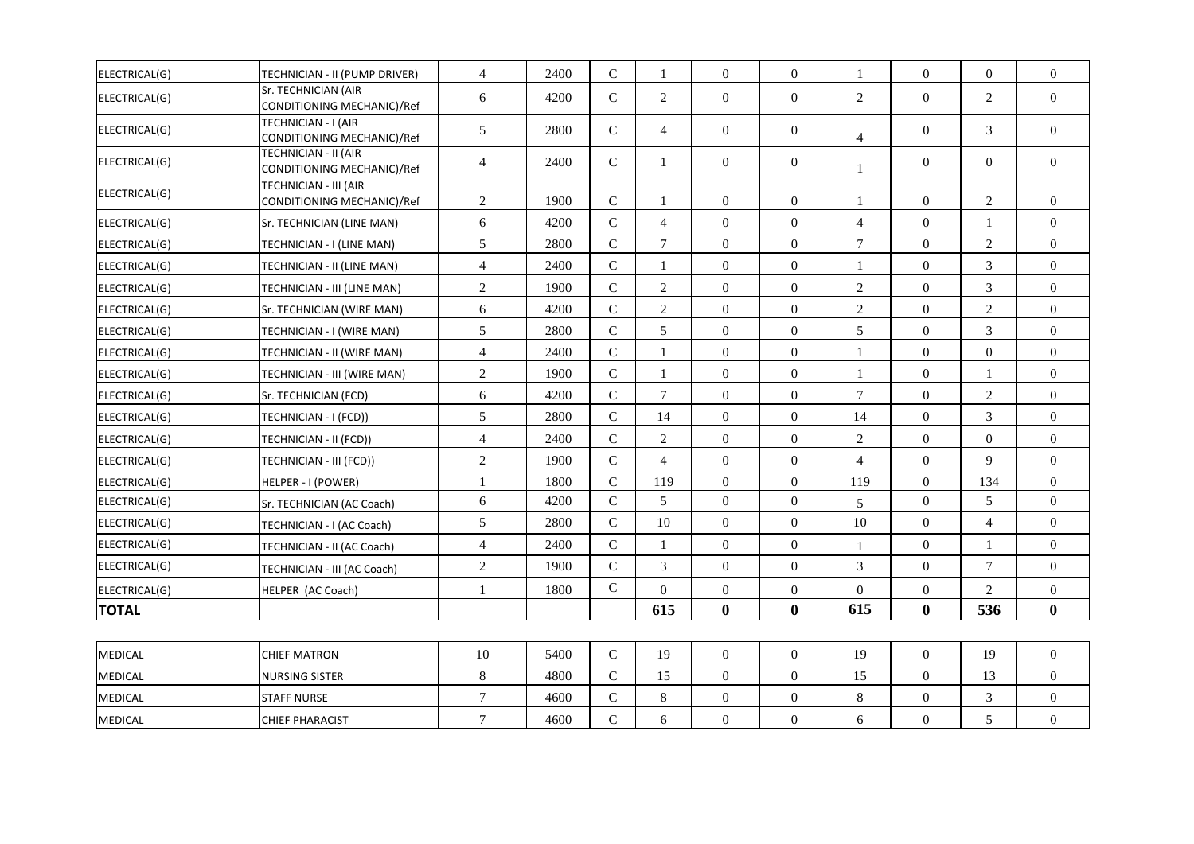| | | | | | | | | | | | |
|---|---|---|---|---|---|---|---|---|---|---|---|
| ELECTRICAL(G) | TECHNICIAN - II (PUMP DRIVER) | 4 | 2400 | C | 1 | 0 | 0 | 1 | 0 | 0 | 0 |
| ELECTRICAL(G) | Sr. TECHNICIAN (AIR CONDITIONING MECHANIC)/Ref | 6 | 4200 | C | 2 | 0 | 0 | 2 | 0 | 2 | 0 |
| ELECTRICAL(G) | TECHNICIAN - I (AIR CONDITIONING MECHANIC)/Ref | 5 | 2800 | C | 4 | 0 | 0 | 4 | 0 | 3 | 0 |
| ELECTRICAL(G) | TECHNICIAN - II (AIR CONDITIONING MECHANIC)/Ref | 4 | 2400 | C | 1 | 0 | 0 | 1 | 0 | 0 | 0 |
| ELECTRICAL(G) | TECHNICIAN - III (AIR CONDITIONING MECHANIC)/Ref | 2 | 1900 | C | 1 | 0 | 0 | 1 | 0 | 2 | 0 |
| ELECTRICAL(G) | Sr. TECHNICIAN (LINE MAN) | 6 | 4200 | C | 4 | 0 | 0 | 4 | 0 | 1 | 0 |
| ELECTRICAL(G) | TECHNICIAN - I (LINE MAN) | 5 | 2800 | C | 7 | 0 | 0 | 7 | 0 | 2 | 0 |
| ELECTRICAL(G) | TECHNICIAN - II (LINE MAN) | 4 | 2400 | C | 1 | 0 | 0 | 1 | 0 | 3 | 0 |
| ELECTRICAL(G) | TECHNICIAN - III (LINE MAN) | 2 | 1900 | C | 2 | 0 | 0 | 2 | 0 | 3 | 0 |
| ELECTRICAL(G) | Sr. TECHNICIAN (WIRE MAN) | 6 | 4200 | C | 2 | 0 | 0 | 2 | 0 | 2 | 0 |
| ELECTRICAL(G) | TECHNICIAN - I (WIRE MAN) | 5 | 2800 | C | 5 | 0 | 0 | 5 | 0 | 3 | 0 |
| ELECTRICAL(G) | TECHNICIAN - II (WIRE MAN) | 4 | 2400 | C | 1 | 0 | 0 | 1 | 0 | 0 | 0 |
| ELECTRICAL(G) | TECHNICIAN - III (WIRE MAN) | 2 | 1900 | C | 1 | 0 | 0 | 1 | 0 | 1 | 0 |
| ELECTRICAL(G) | Sr. TECHNICIAN (FCD) | 6 | 4200 | C | 7 | 0 | 0 | 7 | 0 | 2 | 0 |
| ELECTRICAL(G) | TECHNICIAN - I (FCD)) | 5 | 2800 | C | 14 | 0 | 0 | 14 | 0 | 3 | 0 |
| ELECTRICAL(G) | TECHNICIAN - II (FCD)) | 4 | 2400 | C | 2 | 0 | 0 | 2 | 0 | 0 | 0 |
| ELECTRICAL(G) | TECHNICIAN - III (FCD)) | 2 | 1900 | C | 4 | 0 | 0 | 4 | 0 | 9 | 0 |
| ELECTRICAL(G) | HELPER - I (POWER) | 1 | 1800 | C | 119 | 0 | 0 | 119 | 0 | 134 | 0 |
| ELECTRICAL(G) | Sr. TECHNICIAN (AC Coach) | 6 | 4200 | C | 5 | 0 | 0 | 5 | 0 | 5 | 0 |
| ELECTRICAL(G) | TECHNICIAN - I (AC Coach) | 5 | 2800 | C | 10 | 0 | 0 | 10 | 0 | 4 | 0 |
| ELECTRICAL(G) | TECHNICIAN - II (AC Coach) | 4 | 2400 | C | 1 | 0 | 0 | 1 | 0 | 1 | 0 |
| ELECTRICAL(G) | TECHNICIAN - III (AC Coach) | 2 | 1900 | C | 3 | 0 | 0 | 3 | 0 | 7 | 0 |
| ELECTRICAL(G) | HELPER (AC Coach) | 1 | 1800 | C | 0 | 0 | 0 | 0 | 0 | 2 | 0 |
| **TOTAL** | | | | | **615** | **0** | **0** | **615** | **0** | **536** | **0** |

| | | | | | | | | | | | |
|---|---|---|---|---|---|---|---|---|---|---|---|
| MEDICAL | CHIEF MATRON | 10 | 5400 | C | 19 | 0 | 0 | 19 | 0 | 19 | 0 |
| MEDICAL | NURSING SISTER | 8 | 4800 | C | 15 | 0 | 0 | 15 | 0 | 13 | 0 |
| MEDICAL | STAFF NURSE | 7 | 4600 | C | 8 | 0 | 0 | 8 | 0 | 3 | 0 |
| MEDICAL | CHIEF PHARACIST | 7 | 4600 | C | 6 | 0 | 0 | 6 | 0 | 5 | 0 |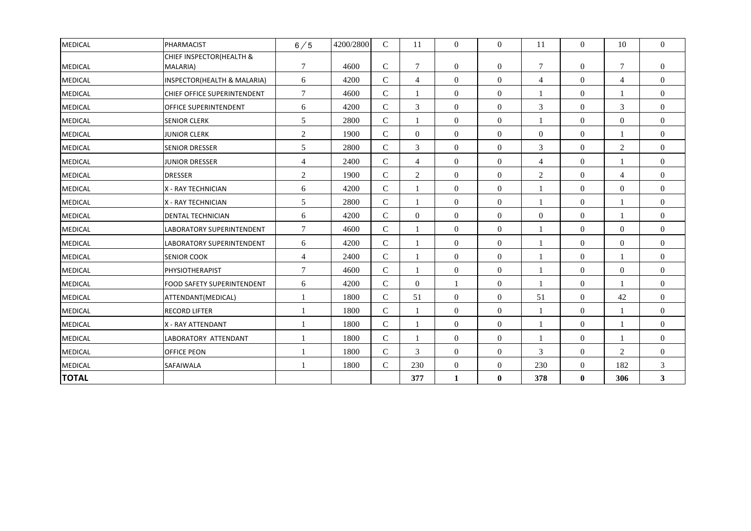| | | | | | | | | | | | |
|---|---|---|---|---|---|---|---|---|---|---|---|
| MEDICAL | PHARMACIST | 6／5 | 4200/2800 | C | 11 | 0 | 0 | 11 | 0 | 10 | 0 |
| MEDICAL | CHIEF INSPECTOR(HEALTH & MALARIA) | 7 | 4600 | C | 7 | 0 | 0 | 7 | 0 | 7 | 0 |
| MEDICAL | INSPECTOR(HEALTH & MALARIA) | 6 | 4200 | C | 4 | 0 | 0 | 4 | 0 | 4 | 0 |
| MEDICAL | CHIEF OFFICE SUPERINTENDENT | 7 | 4600 | C | 1 | 0 | 0 | 1 | 0 | 1 | 0 |
| MEDICAL | OFFICE SUPERINTENDENT | 6 | 4200 | C | 3 | 0 | 0 | 3 | 0 | 3 | 0 |
| MEDICAL | SENIOR CLERK | 5 | 2800 | C | 1 | 0 | 0 | 1 | 0 | 0 | 0 |
| MEDICAL | JUNIOR CLERK | 2 | 1900 | C | 0 | 0 | 0 | 0 | 0 | 1 | 0 |
| MEDICAL | SENIOR DRESSER | 5 | 2800 | C | 3 | 0 | 0 | 3 | 0 | 2 | 0 |
| MEDICAL | JUNIOR DRESSER | 4 | 2400 | C | 4 | 0 | 0 | 4 | 0 | 1 | 0 |
| MEDICAL | DRESSER | 2 | 1900 | C | 2 | 0 | 0 | 2 | 0 | 4 | 0 |
| MEDICAL | X - RAY TECHNICIAN | 6 | 4200 | C | 1 | 0 | 0 | 1 | 0 | 0 | 0 |
| MEDICAL | X - RAY TECHNICIAN | 5 | 2800 | C | 1 | 0 | 0 | 1 | 0 | 1 | 0 |
| MEDICAL | DENTAL TECHNICIAN | 6 | 4200 | C | 0 | 0 | 0 | 0 | 0 | 1 | 0 |
| MEDICAL | LABORATORY SUPERINTENDENT | 7 | 4600 | C | 1 | 0 | 0 | 1 | 0 | 0 | 0 |
| MEDICAL | LABORATORY SUPERINTENDENT | 6 | 4200 | C | 1 | 0 | 0 | 1 | 0 | 0 | 0 |
| MEDICAL | SENIOR COOK | 4 | 2400 | C | 1 | 0 | 0 | 1 | 0 | 1 | 0 |
| MEDICAL | PHYSIOTHERAPIST | 7 | 4600 | C | 1 | 0 | 0 | 1 | 0 | 0 | 0 |
| MEDICAL | FOOD SAFETY SUPERINTENDENT | 6 | 4200 | C | 0 | 1 | 0 | 1 | 0 | 1 | 0 |
| MEDICAL | ATTENDANT(MEDICAL) | 1 | 1800 | C | 51 | 0 | 0 | 51 | 0 | 42 | 0 |
| MEDICAL | RECORD LIFTER | 1 | 1800 | C | 1 | 0 | 0 | 1 | 0 | 1 | 0 |
| MEDICAL | X - RAY ATTENDANT | 1 | 1800 | C | 1 | 0 | 0 | 1 | 0 | 1 | 0 |
| MEDICAL | LABORATORY ATTENDANT | 1 | 1800 | C | 1 | 0 | 0 | 1 | 0 | 1 | 0 |
| MEDICAL | OFFICE PEON | 1 | 1800 | C | 3 | 0 | 0 | 3 | 0 | 2 | 0 |
| MEDICAL | SAFAIWALA | 1 | 1800 | C | 230 | 0 | 0 | 230 | 0 | 182 | 3 |
| **TOTAL** | | | | | **377** | **1** | **0** | **378** | **0** | **306** | **3** |